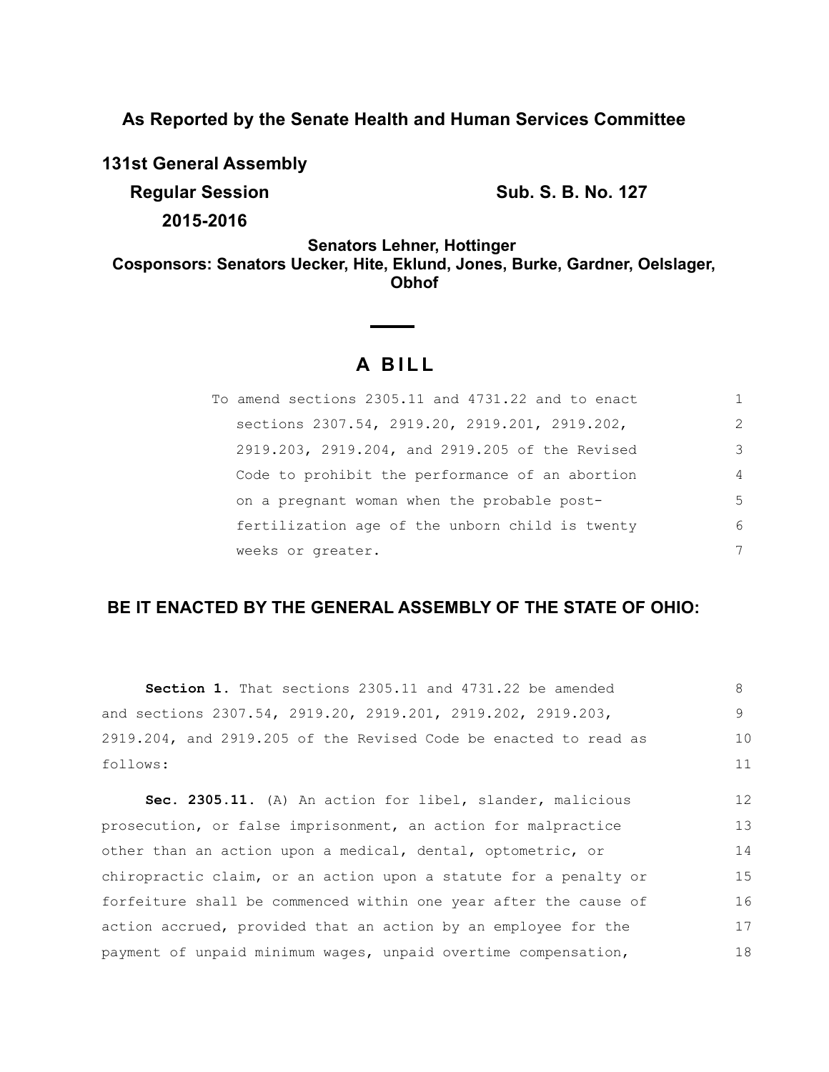**As Reported by the Senate Health and Human Services Committee**

**131st General Assembly**

**Regular Session** **Sub. S. B. No. 127**

**2015-2016**

**Senators Lehner, Hottinger**

**Cosponsors: Senators Uecker, Hite, Eklund, Jones, Burke, Gardner, Oelslager, Obhof**

# A BILL

To amend sections 2305.11 and 4731.22 and to enact sections 2307.54, 2919.20, 2919.201, 2919.202, 2919.203, 2919.204, and 2919.205 of the Revised Code to prohibit the performance of an abortion on a pregnant woman when the probable post-fertilization age of the unborn child is twenty weeks or greater.

## BE IT ENACTED BY THE GENERAL ASSEMBLY OF THE STATE OF OHIO:

**Section 1.** That sections 2305.11 and 4731.22 be amended and sections 2307.54, 2919.20, 2919.201, 2919.202, 2919.203, 2919.204, and 2919.205 of the Revised Code be enacted to read as follows:

**Sec. 2305.11.** (A) An action for libel, slander, malicious prosecution, or false imprisonment, an action for malpractice other than an action upon a medical, dental, optometric, or chiropractic claim, or an action upon a statute for a penalty or forfeiture shall be commenced within one year after the cause of action accrued, provided that an action by an employee for the payment of unpaid minimum wages, unpaid overtime compensation,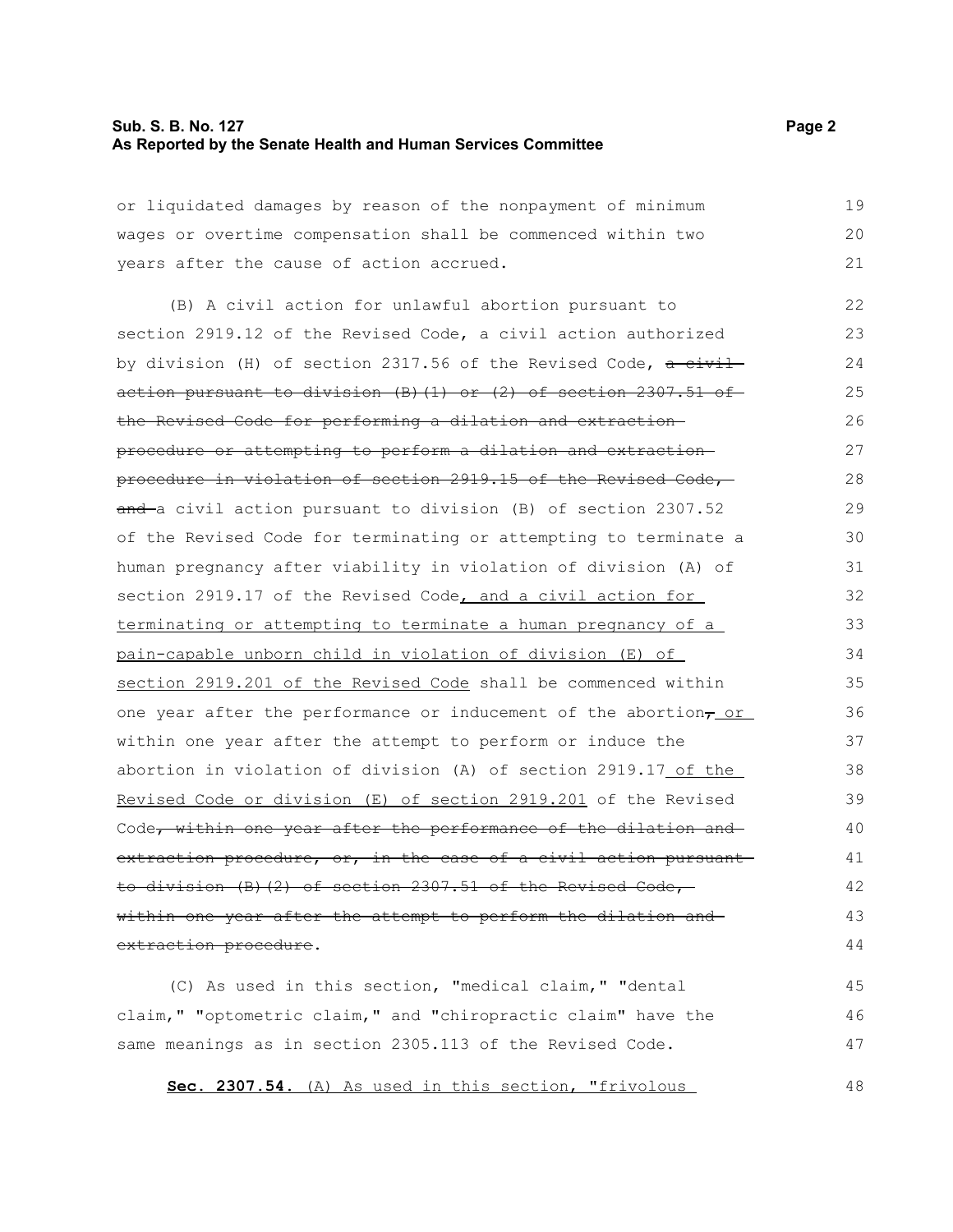or liquidated damages by reason of the nonpayment of minimum wages or overtime compensation shall be commenced within two years after the cause of action accrued.

(B) A civil action for unlawful abortion pursuant to section 2919.12 of the Revised Code, a civil action authorized by division (H) of section 2317.56 of the Revised Code, ~~a civil action pursuant to division (B)(1) or (2) of section 2307.51 of the Revised Code for performing a dilation and extraction procedure or attempting to perform a dilation and extraction procedure in violation of section 2919.15 of the Revised Code, and~~ a civil action pursuant to division (B) of section 2307.52 of the Revised Code for terminating or attempting to terminate a human pregnancy after viability in violation of division (A) of section 2919.17 of the Revised Code<u>, and a civil action for terminating or attempting to terminate a human pregnancy of a pain-capable unborn child in violation of division (E) of section 2919.201 of the Revised Code</u> shall be commenced within one year after the performance or inducement of the abortion~~,~~<u> or</u> within one year after the attempt to perform or induce the abortion in violation of division (A) of section 2919.17<u> of the Revised Code or division (E) of section 2919.201</u> of the Revised Code~~, within one year after the performance of the dilation and extraction procedure, or, in the case of a civil action pursuant to division (B)(2) of section 2307.51 of the Revised Code, within one year after the attempt to perform the dilation and extraction procedure~~.

(C) As used in this section, "medical claim," "dental claim," "optometric claim," and "chiropractic claim" have the same meanings as in section 2305.113 of the Revised Code.

<u>**Sec. 2307.54.** (A) As used in this section, "frivolous</u>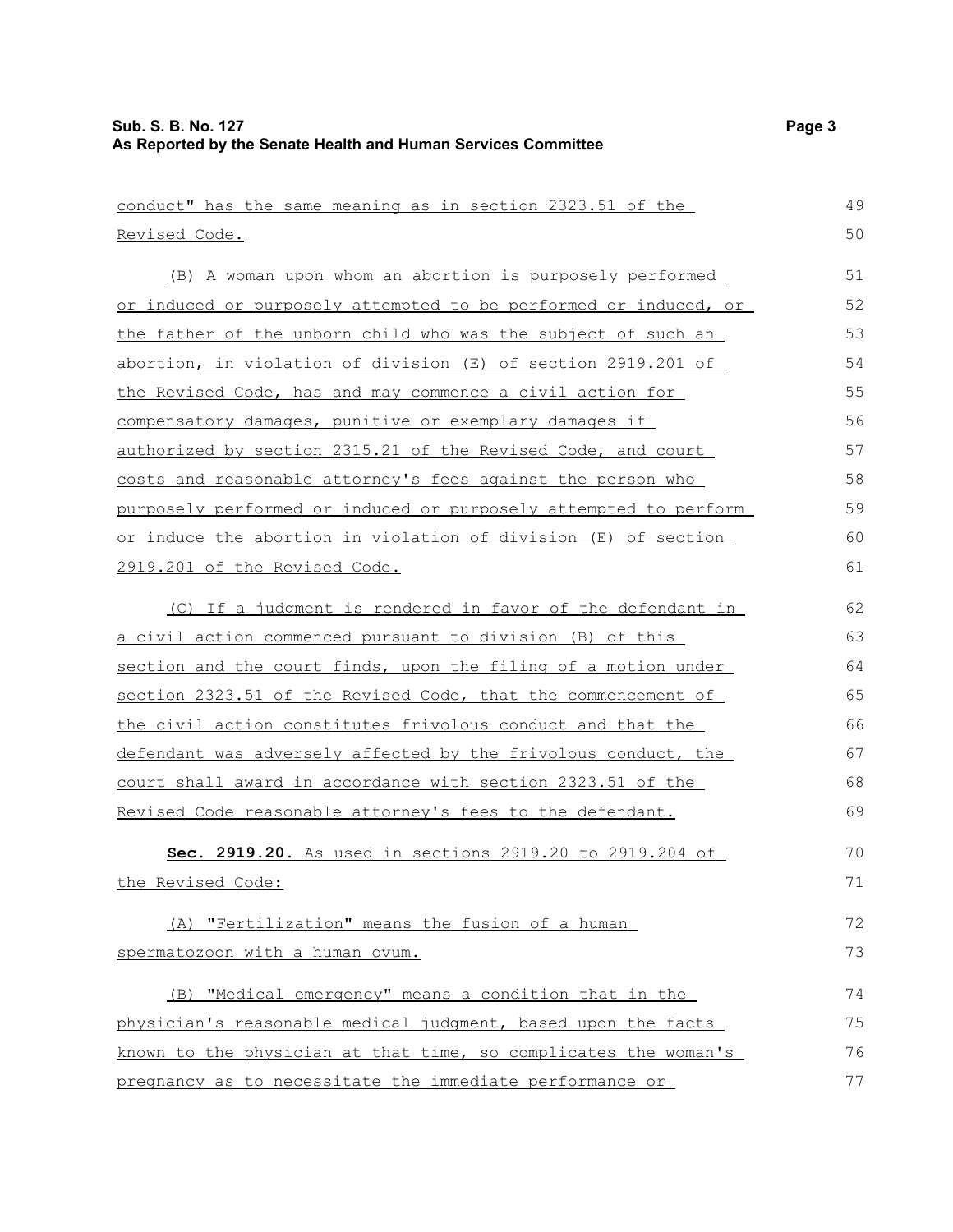conduct" has the same meaning as in section 2323.51 of the Revised Code.

(B) A woman upon whom an abortion is purposely performed or induced or purposely attempted to be performed or induced, or the father of the unborn child who was the subject of such an abortion, in violation of division (E) of section 2919.201 of the Revised Code, has and may commence a civil action for compensatory damages, punitive or exemplary damages if authorized by section 2315.21 of the Revised Code, and court costs and reasonable attorney's fees against the person who purposely performed or induced or purposely attempted to perform or induce the abortion in violation of division (E) of section 2919.201 of the Revised Code.

(C) If a judgment is rendered in favor of the defendant in a civil action commenced pursuant to division (B) of this section and the court finds, upon the filing of a motion under section 2323.51 of the Revised Code, that the commencement of the civil action constitutes frivolous conduct and that the defendant was adversely affected by the frivolous conduct, the court shall award in accordance with section 2323.51 of the Revised Code reasonable attorney's fees to the defendant.

**Sec. 2919.20.** As used in sections 2919.20 to 2919.204 of the Revised Code:

(A) "Fertilization" means the fusion of a human spermatozoon with a human ovum.

(B) "Medical emergency" means a condition that in the physician's reasonable medical judgment, based upon the facts known to the physician at that time, so complicates the woman's pregnancy as to necessitate the immediate performance or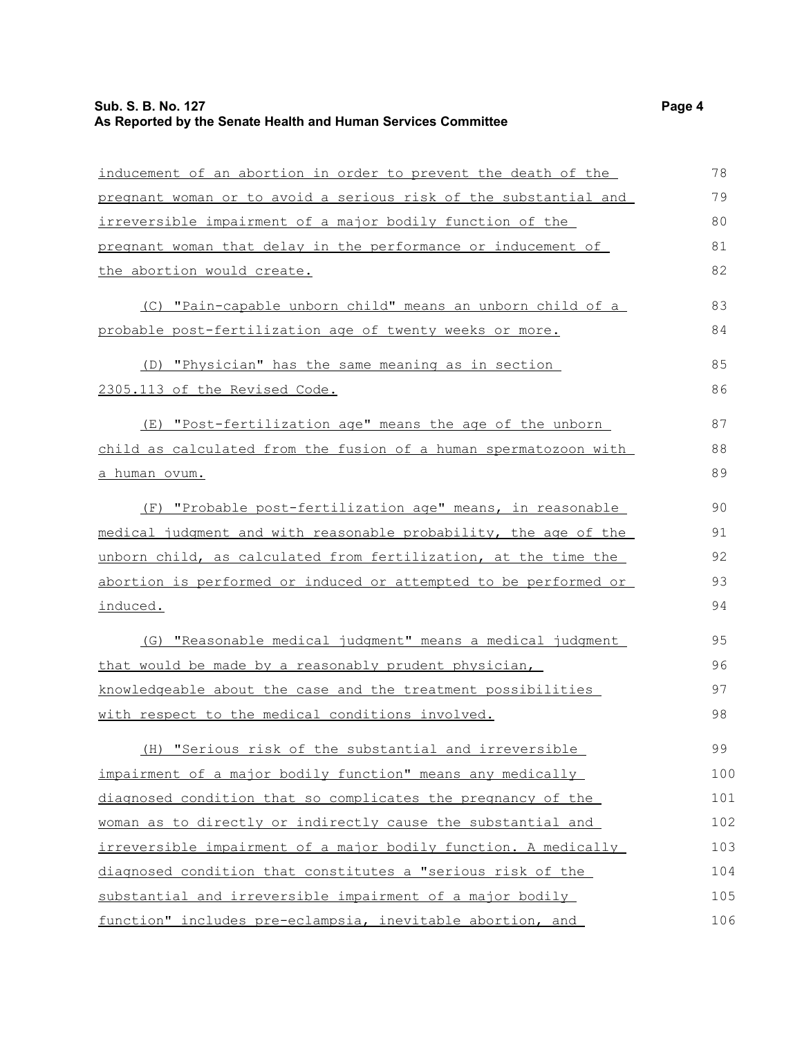inducement of an abortion in order to prevent the death of the pregnant woman or to avoid a serious risk of the substantial and irreversible impairment of a major bodily function of the pregnant woman that delay in the performance or inducement of the abortion would create.

(C) "Pain-capable unborn child" means an unborn child of a probable post-fertilization age of twenty weeks or more.

(D) "Physician" has the same meaning as in section 2305.113 of the Revised Code.

(E) "Post-fertilization age" means the age of the unborn child as calculated from the fusion of a human spermatozoon with a human ovum.

(F) "Probable post-fertilization age" means, in reasonable medical judgment and with reasonable probability, the age of the unborn child, as calculated from fertilization, at the time the abortion is performed or induced or attempted to be performed or induced.

(G) "Reasonable medical judgment" means a medical judgment that would be made by a reasonably prudent physician, knowledgeable about the case and the treatment possibilities with respect to the medical conditions involved.

(H) "Serious risk of the substantial and irreversible impairment of a major bodily function" means any medically diagnosed condition that so complicates the pregnancy of the woman as to directly or indirectly cause the substantial and irreversible impairment of a major bodily function. A medically diagnosed condition that constitutes a "serious risk of the substantial and irreversible impairment of a major bodily function" includes pre-eclampsia, inevitable abortion, and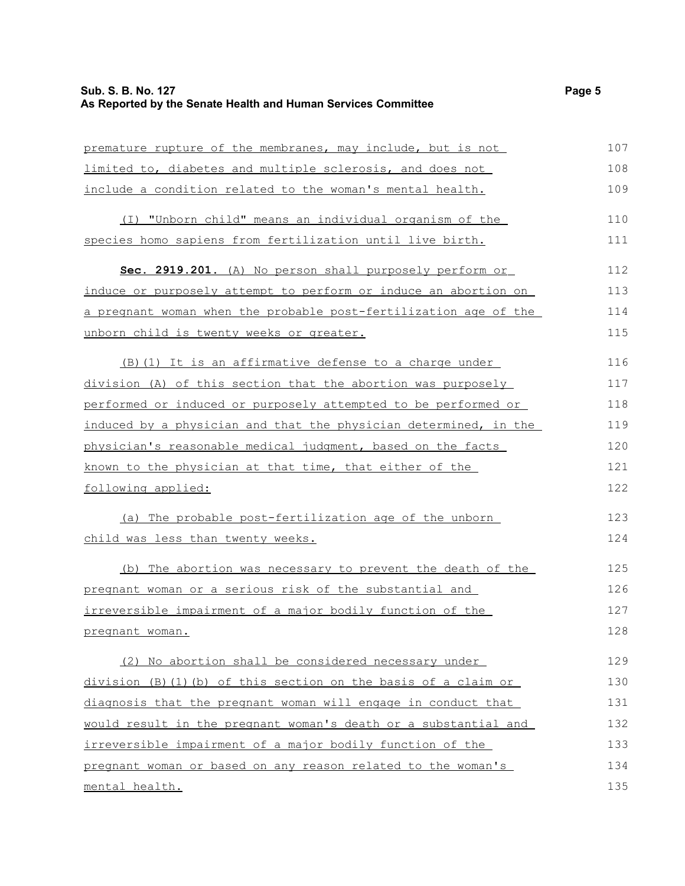premature rupture of the membranes, may include, but is not limited to, diabetes and multiple sclerosis, and does not include a condition related to the woman's mental health.

(I) "Unborn child" means an individual organism of the species homo sapiens from fertilization until live birth.

**Sec. 2919.201.** (A) No person shall purposely perform or induce or purposely attempt to perform or induce an abortion on a pregnant woman when the probable post-fertilization age of the unborn child is twenty weeks or greater.

(B)(1) It is an affirmative defense to a charge under division (A) of this section that the abortion was purposely performed or induced or purposely attempted to be performed or induced by a physician and that the physician determined, in the physician's reasonable medical judgment, based on the facts known to the physician at that time, that either of the following applied:

(a) The probable post-fertilization age of the unborn child was less than twenty weeks.

(b) The abortion was necessary to prevent the death of the pregnant woman or a serious risk of the substantial and irreversible impairment of a major bodily function of the pregnant woman.

(2) No abortion shall be considered necessary under division (B)(1)(b) of this section on the basis of a claim or diagnosis that the pregnant woman will engage in conduct that would result in the pregnant woman's death or a substantial and irreversible impairment of a major bodily function of the pregnant woman or based on any reason related to the woman's mental health.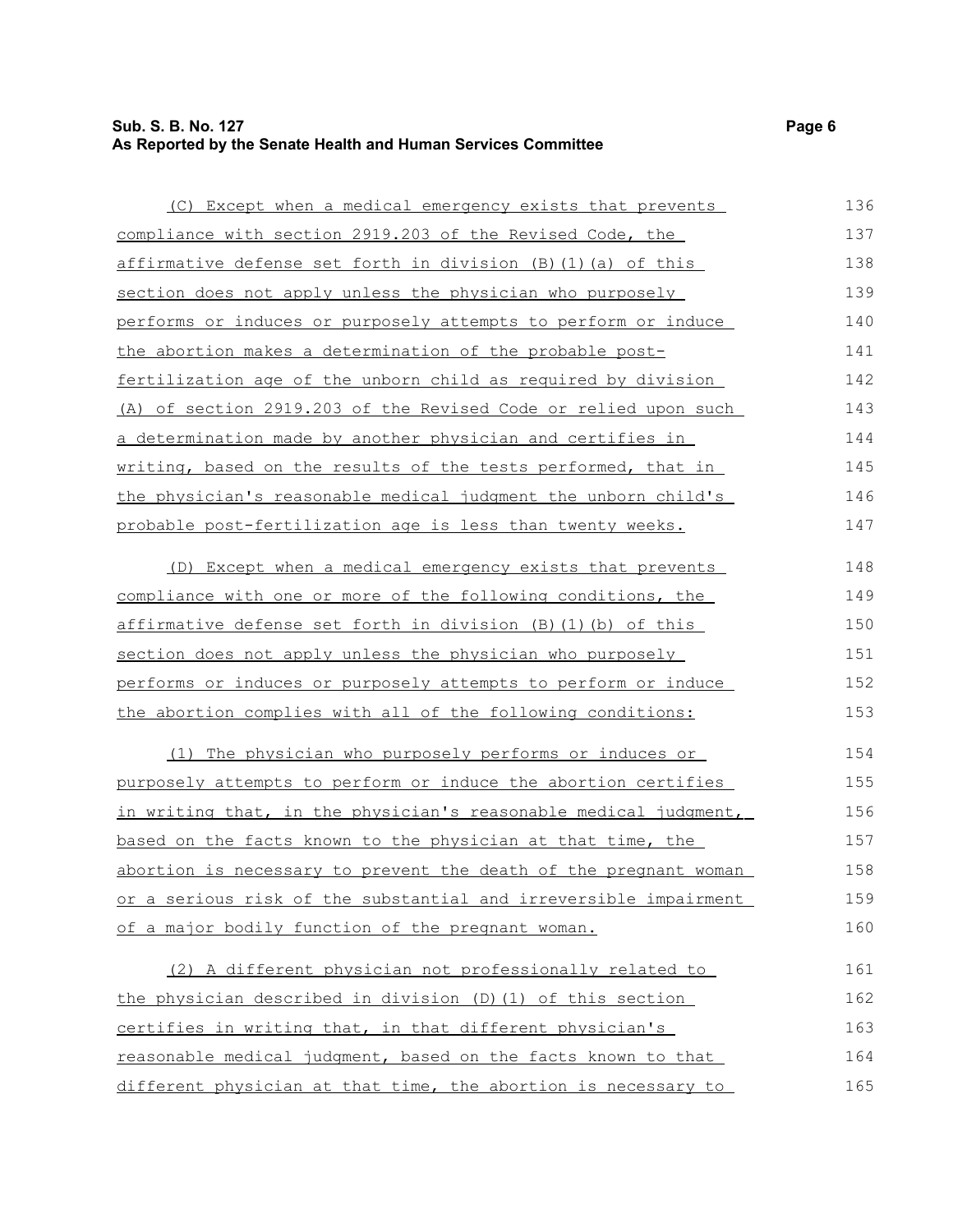(C) Except when a medical emergency exists that prevents compliance with section 2919.203 of the Revised Code, the affirmative defense set forth in division (B)(1)(a) of this section does not apply unless the physician who purposely performs or induces or purposely attempts to perform or induce the abortion makes a determination of the probable post-fertilization age of the unborn child as required by division (A) of section 2919.203 of the Revised Code or relied upon such a determination made by another physician and certifies in writing, based on the results of the tests performed, that in the physician's reasonable medical judgment the unborn child's probable post-fertilization age is less than twenty weeks.

(D) Except when a medical emergency exists that prevents compliance with one or more of the following conditions, the affirmative defense set forth in division (B)(1)(b) of this section does not apply unless the physician who purposely performs or induces or purposely attempts to perform or induce the abortion complies with all of the following conditions:

(1) The physician who purposely performs or induces or purposely attempts to perform or induce the abortion certifies in writing that, in the physician's reasonable medical judgment, based on the facts known to the physician at that time, the abortion is necessary to prevent the death of the pregnant woman or a serious risk of the substantial and irreversible impairment of a major bodily function of the pregnant woman.

(2) A different physician not professionally related to the physician described in division (D)(1) of this section certifies in writing that, in that different physician's reasonable medical judgment, based on the facts known to that different physician at that time, the abortion is necessary to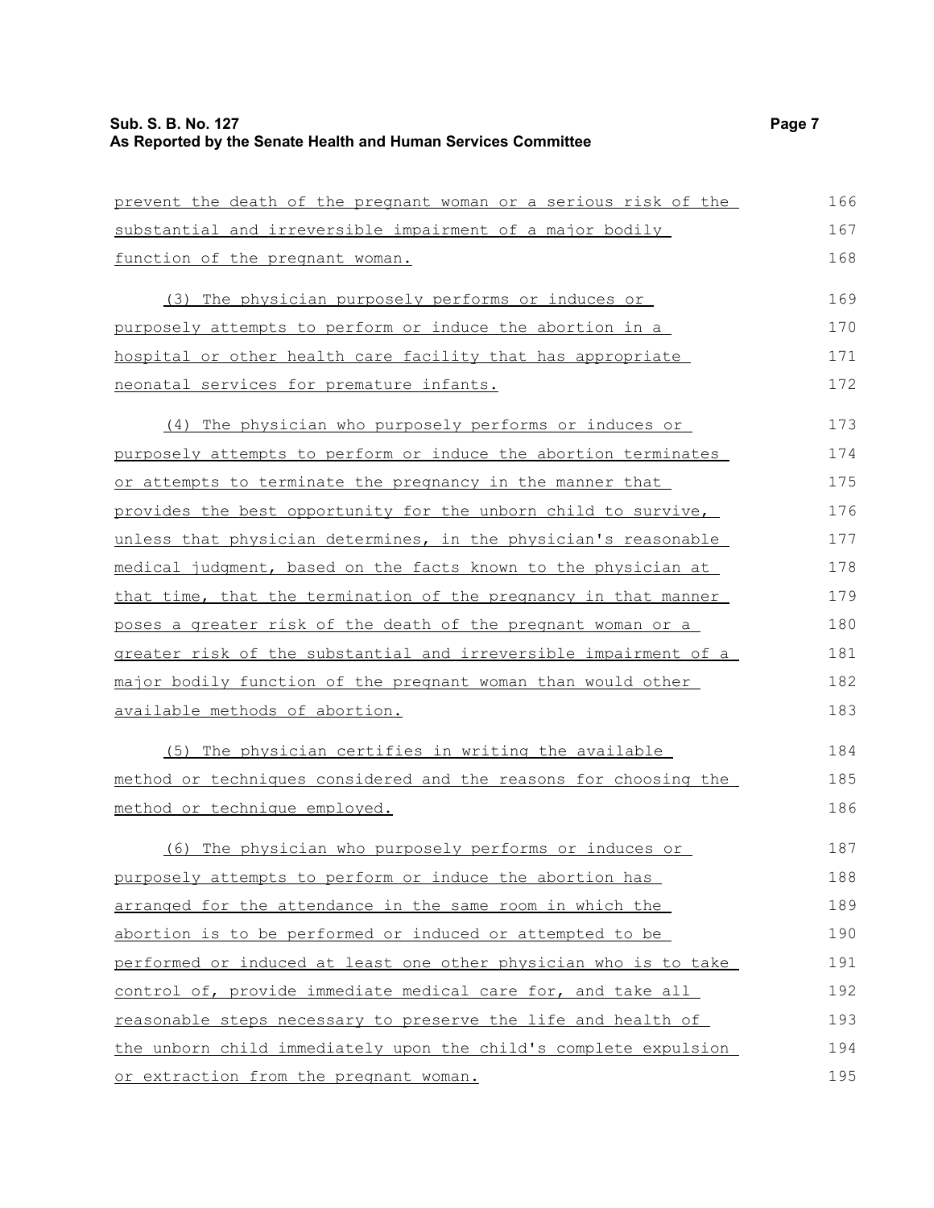prevent the death of the pregnant woman or a serious risk of the substantial and irreversible impairment of a major bodily function of the pregnant woman.

(3) The physician purposely performs or induces or purposely attempts to perform or induce the abortion in a hospital or other health care facility that has appropriate neonatal services for premature infants.

(4) The physician who purposely performs or induces or purposely attempts to perform or induce the abortion terminates or attempts to terminate the pregnancy in the manner that provides the best opportunity for the unborn child to survive, unless that physician determines, in the physician's reasonable medical judgment, based on the facts known to the physician at that time, that the termination of the pregnancy in that manner poses a greater risk of the death of the pregnant woman or a greater risk of the substantial and irreversible impairment of a major bodily function of the pregnant woman than would other available methods of abortion.

(5) The physician certifies in writing the available method or techniques considered and the reasons for choosing the method or technique employed.

(6) The physician who purposely performs or induces or purposely attempts to perform or induce the abortion has arranged for the attendance in the same room in which the abortion is to be performed or induced or attempted to be performed or induced at least one other physician who is to take control of, provide immediate medical care for, and take all reasonable steps necessary to preserve the life and health of the unborn child immediately upon the child's complete expulsion or extraction from the pregnant woman.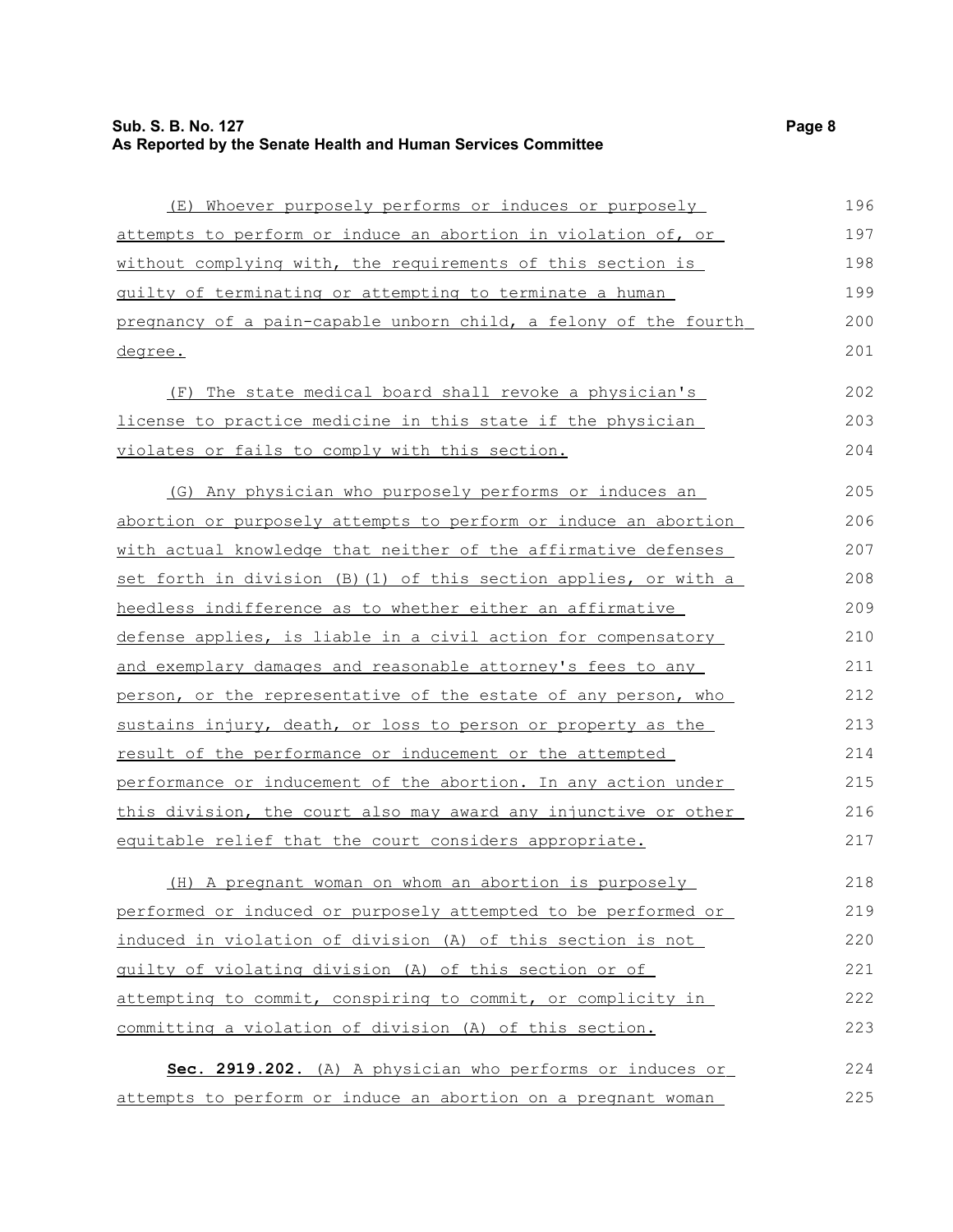(E) Whoever purposely performs or induces or purposely attempts to perform or induce an abortion in violation of, or without complying with, the requirements of this section is guilty of terminating or attempting to terminate a human pregnancy of a pain-capable unborn child, a felony of the fourth degree.

(F) The state medical board shall revoke a physician's license to practice medicine in this state if the physician violates or fails to comply with this section.

(G) Any physician who purposely performs or induces an abortion or purposely attempts to perform or induce an abortion with actual knowledge that neither of the affirmative defenses set forth in division (B)(1) of this section applies, or with a heedless indifference as to whether either an affirmative defense applies, is liable in a civil action for compensatory and exemplary damages and reasonable attorney's fees to any person, or the representative of the estate of any person, who sustains injury, death, or loss to person or property as the result of the performance or inducement or the attempted performance or inducement of the abortion. In any action under this division, the court also may award any injunctive or other equitable relief that the court considers appropriate.

(H) A pregnant woman on whom an abortion is purposely performed or induced or purposely attempted to be performed or induced in violation of division (A) of this section is not guilty of violating division (A) of this section or of attempting to commit, conspiring to commit, or complicity in committing a violation of division (A) of this section.

**Sec. 2919.202.** (A) A physician who performs or induces or attempts to perform or induce an abortion on a pregnant woman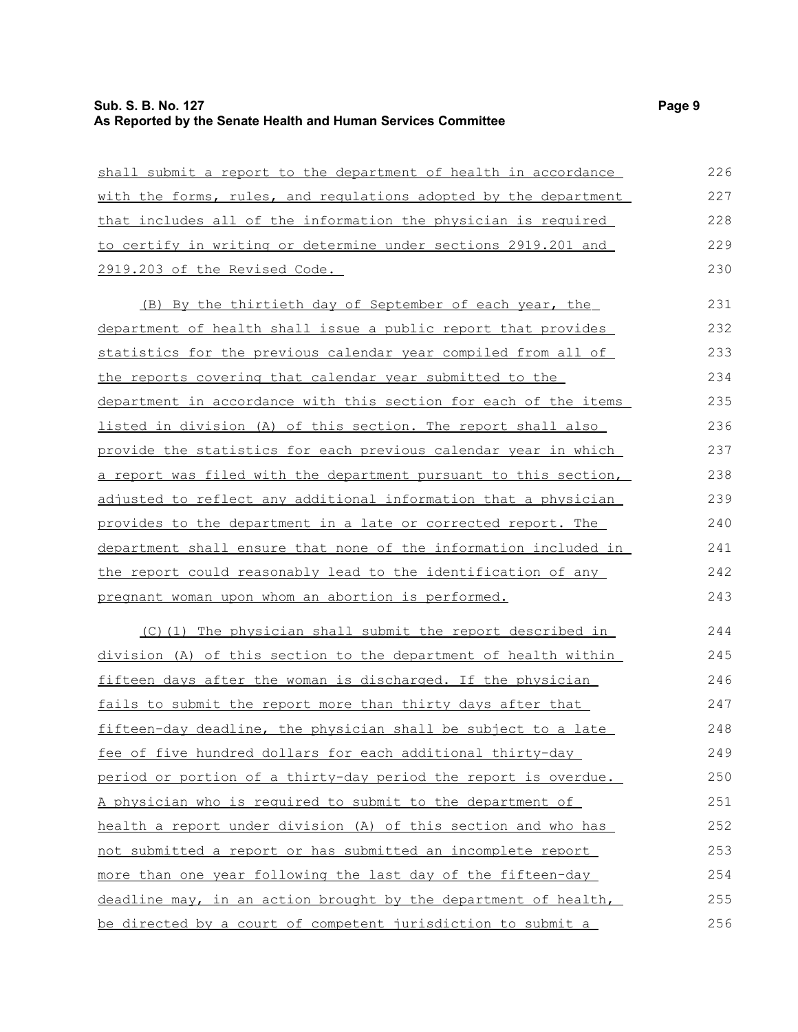shall submit a report to the department of health in accordance with the forms, rules, and regulations adopted by the department that includes all of the information the physician is required to certify in writing or determine under sections 2919.201 and 2919.203 of the Revised Code.

(B) By the thirtieth day of September of each year, the department of health shall issue a public report that provides statistics for the previous calendar year compiled from all of the reports covering that calendar year submitted to the department in accordance with this section for each of the items listed in division (A) of this section. The report shall also provide the statistics for each previous calendar year in which a report was filed with the department pursuant to this section, adjusted to reflect any additional information that a physician provides to the department in a late or corrected report. The department shall ensure that none of the information included in the report could reasonably lead to the identification of any pregnant woman upon whom an abortion is performed.

(C)(1) The physician shall submit the report described in division (A) of this section to the department of health within fifteen days after the woman is discharged. If the physician fails to submit the report more than thirty days after that fifteen-day deadline, the physician shall be subject to a late fee of five hundred dollars for each additional thirty-day period or portion of a thirty-day period the report is overdue. A physician who is required to submit to the department of health a report under division (A) of this section and who has not submitted a report or has submitted an incomplete report more than one year following the last day of the fifteen-day deadline may, in an action brought by the department of health, be directed by a court of competent jurisdiction to submit a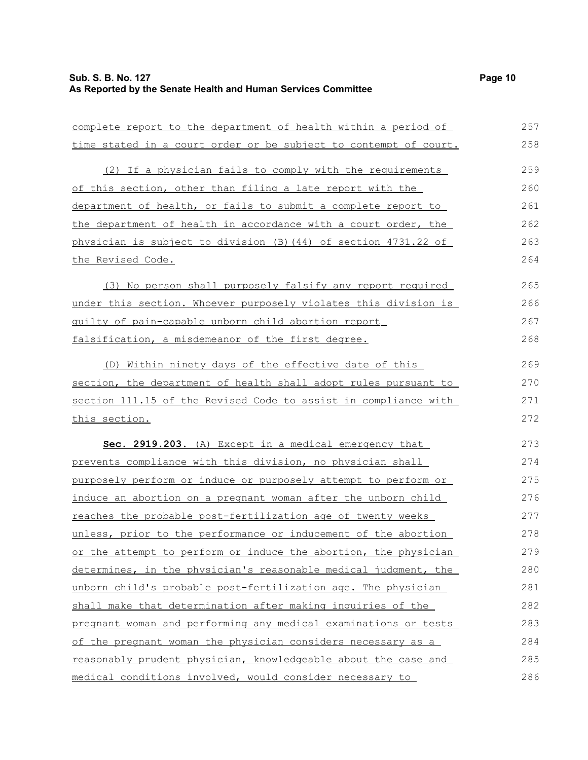complete report to the department of health within a period of time stated in a court order or be subject to contempt of court.

(2) If a physician fails to comply with the requirements of this section, other than filing a late report with the department of health, or fails to submit a complete report to the department of health in accordance with a court order, the physician is subject to division (B)(44) of section 4731.22 of the Revised Code.

(3) No person shall purposely falsify any report required under this section. Whoever purposely violates this division is guilty of pain-capable unborn child abortion report falsification, a misdemeanor of the first degree.

(D) Within ninety days of the effective date of this section, the department of health shall adopt rules pursuant to section 111.15 of the Revised Code to assist in compliance with this section.

**Sec. 2919.203.** (A) Except in a medical emergency that prevents compliance with this division, no physician shall purposely perform or induce or purposely attempt to perform or induce an abortion on a pregnant woman after the unborn child reaches the probable post-fertilization age of twenty weeks unless, prior to the performance or inducement of the abortion or the attempt to perform or induce the abortion, the physician determines, in the physician's reasonable medical judgment, the unborn child's probable post-fertilization age. The physician shall make that determination after making inquiries of the pregnant woman and performing any medical examinations or tests of the pregnant woman the physician considers necessary as a reasonably prudent physician, knowledgeable about the case and medical conditions involved, would consider necessary to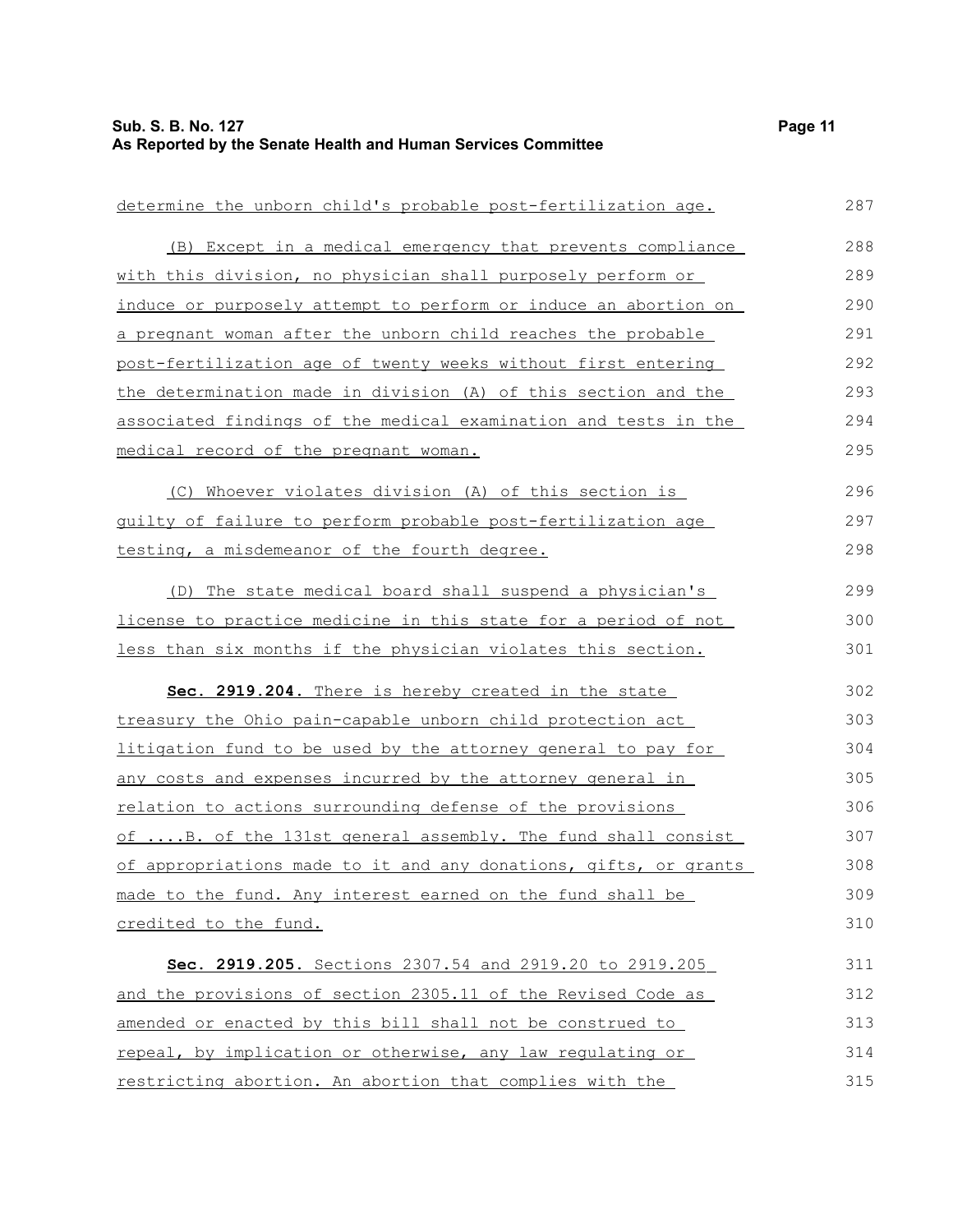determine the unborn child's probable post-fertilization age.

(B) Except in a medical emergency that prevents compliance with this division, no physician shall purposely perform or induce or purposely attempt to perform or induce an abortion on a pregnant woman after the unborn child reaches the probable post-fertilization age of twenty weeks without first entering the determination made in division (A) of this section and the associated findings of the medical examination and tests in the medical record of the pregnant woman.

(C) Whoever violates division (A) of this section is guilty of failure to perform probable post-fertilization age testing, a misdemeanor of the fourth degree.

(D) The state medical board shall suspend a physician's license to practice medicine in this state for a period of not less than six months if the physician violates this section.

**Sec. 2919.204.** There is hereby created in the state treasury the Ohio pain-capable unborn child protection act litigation fund to be used by the attorney general to pay for any costs and expenses incurred by the attorney general in relation to actions surrounding defense of the provisions of ....B. of the 131st general assembly. The fund shall consist of appropriations made to it and any donations, gifts, or grants made to the fund. Any interest earned on the fund shall be credited to the fund.

**Sec. 2919.205.** Sections 2307.54 and 2919.20 to 2919.205 and the provisions of section 2305.11 of the Revised Code as amended or enacted by this bill shall not be construed to repeal, by implication or otherwise, any law regulating or restricting abortion. An abortion that complies with the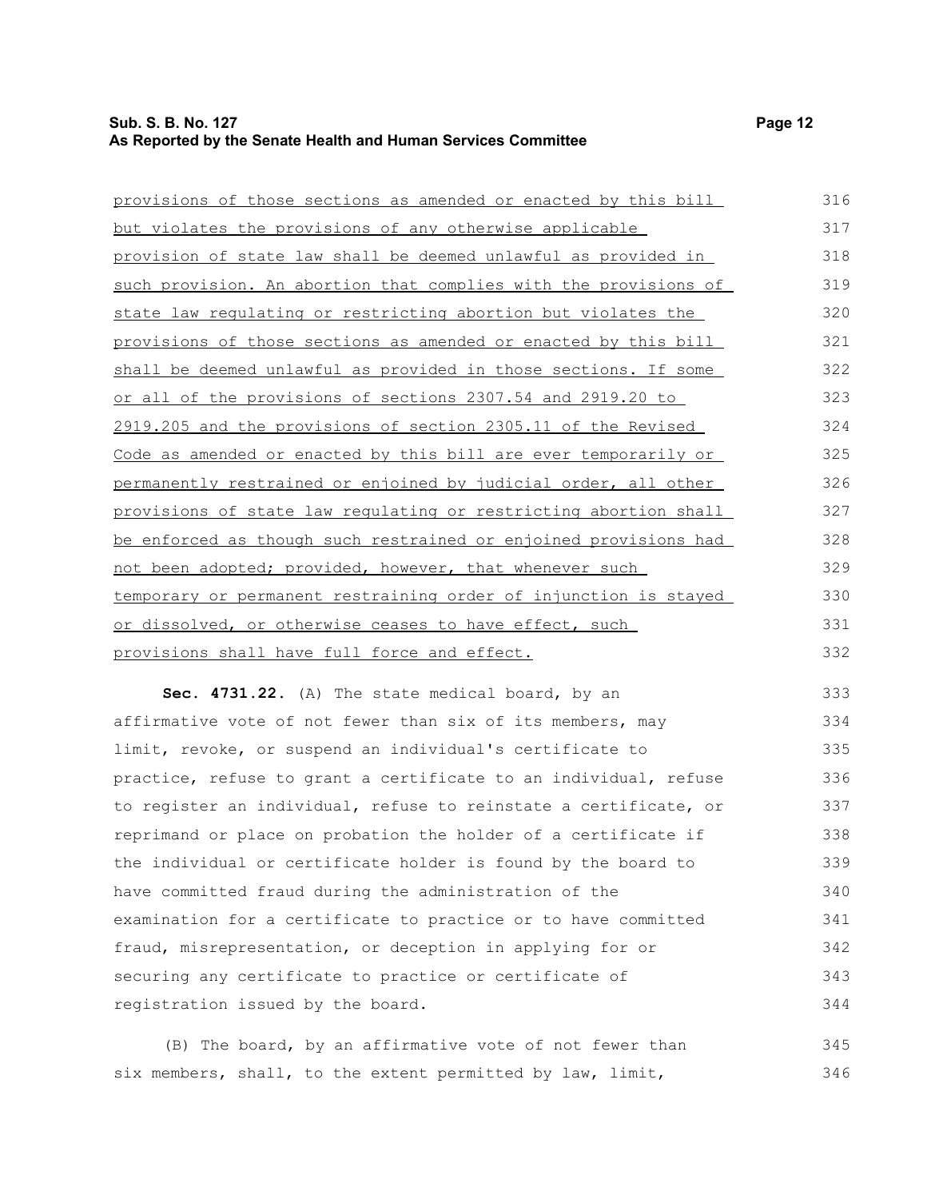provisions of those sections as amended or enacted by this bill but violates the provisions of any otherwise applicable provision of state law shall be deemed unlawful as provided in such provision. An abortion that complies with the provisions of state law regulating or restricting abortion but violates the provisions of those sections as amended or enacted by this bill shall be deemed unlawful as provided in those sections. If some or all of the provisions of sections 2307.54 and 2919.20 to 2919.205 and the provisions of section 2305.11 of the Revised Code as amended or enacted by this bill are ever temporarily or permanently restrained or enjoined by judicial order, all other provisions of state law regulating or restricting abortion shall be enforced as though such restrained or enjoined provisions had not been adopted; provided, however, that whenever such temporary or permanent restraining order of injunction is stayed or dissolved, or otherwise ceases to have effect, such provisions shall have full force and effect.

**Sec. 4731.22.** (A) The state medical board, by an affirmative vote of not fewer than six of its members, may limit, revoke, or suspend an individual's certificate to practice, refuse to grant a certificate to an individual, refuse to register an individual, refuse to reinstate a certificate, or reprimand or place on probation the holder of a certificate if the individual or certificate holder is found by the board to have committed fraud during the administration of the examination for a certificate to practice or to have committed fraud, misrepresentation, or deception in applying for or securing any certificate to practice or certificate of registration issued by the board.

(B) The board, by an affirmative vote of not fewer than six members, shall, to the extent permitted by law, limit,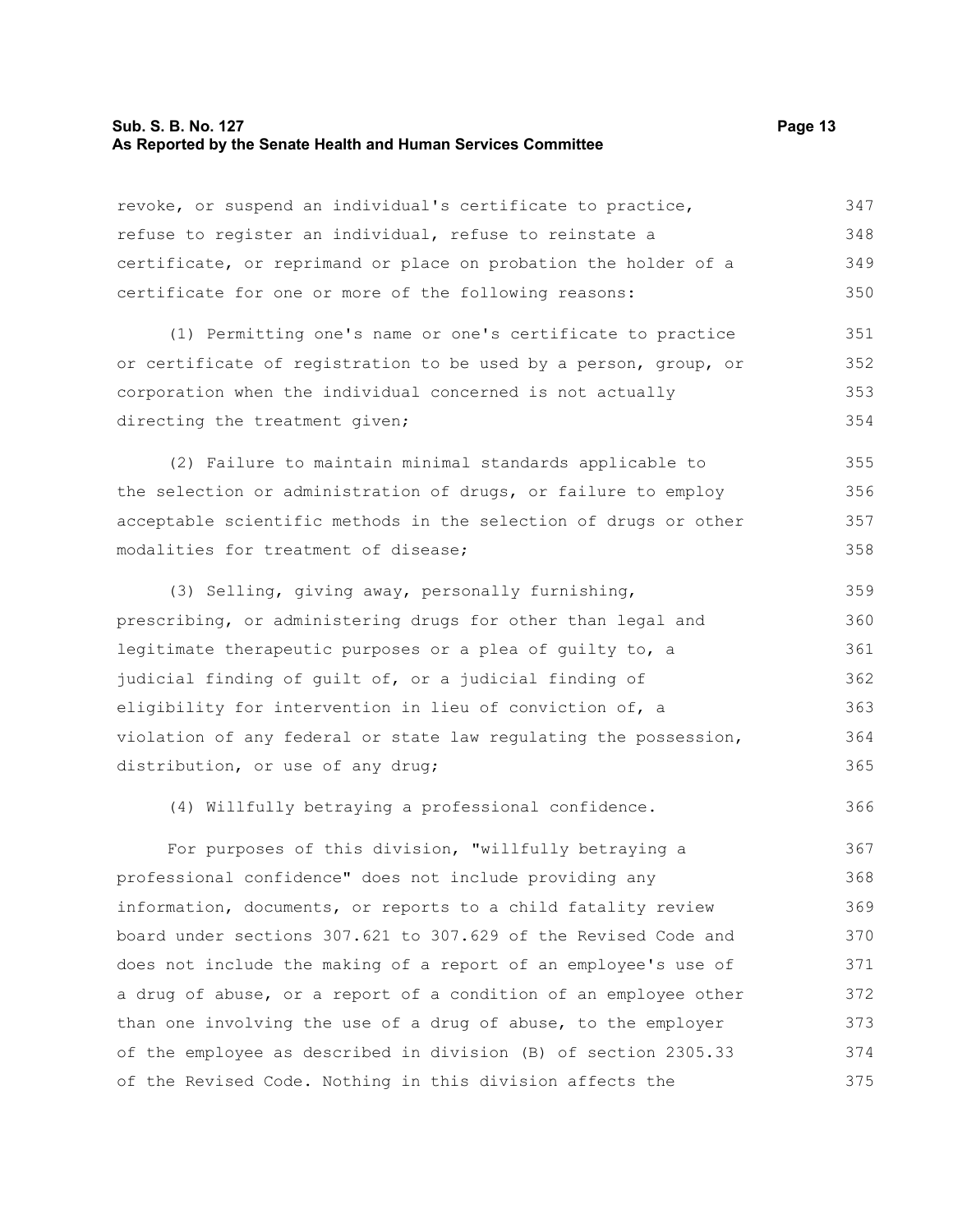revoke, or suspend an individual's certificate to practice, refuse to register an individual, refuse to reinstate a certificate, or reprimand or place on probation the holder of a certificate for one or more of the following reasons:

(1) Permitting one's name or one's certificate to practice or certificate of registration to be used by a person, group, or corporation when the individual concerned is not actually directing the treatment given;

(2) Failure to maintain minimal standards applicable to the selection or administration of drugs, or failure to employ acceptable scientific methods in the selection of drugs or other modalities for treatment of disease;

(3) Selling, giving away, personally furnishing, prescribing, or administering drugs for other than legal and legitimate therapeutic purposes or a plea of guilty to, a judicial finding of guilt of, or a judicial finding of eligibility for intervention in lieu of conviction of, a violation of any federal or state law regulating the possession, distribution, or use of any drug;

(4) Willfully betraying a professional confidence.

For purposes of this division, "willfully betraying a professional confidence" does not include providing any information, documents, or reports to a child fatality review board under sections 307.621 to 307.629 of the Revised Code and does not include the making of a report of an employee's use of a drug of abuse, or a report of a condition of an employee other than one involving the use of a drug of abuse, to the employer of the employee as described in division (B) of section 2305.33 of the Revised Code. Nothing in this division affects the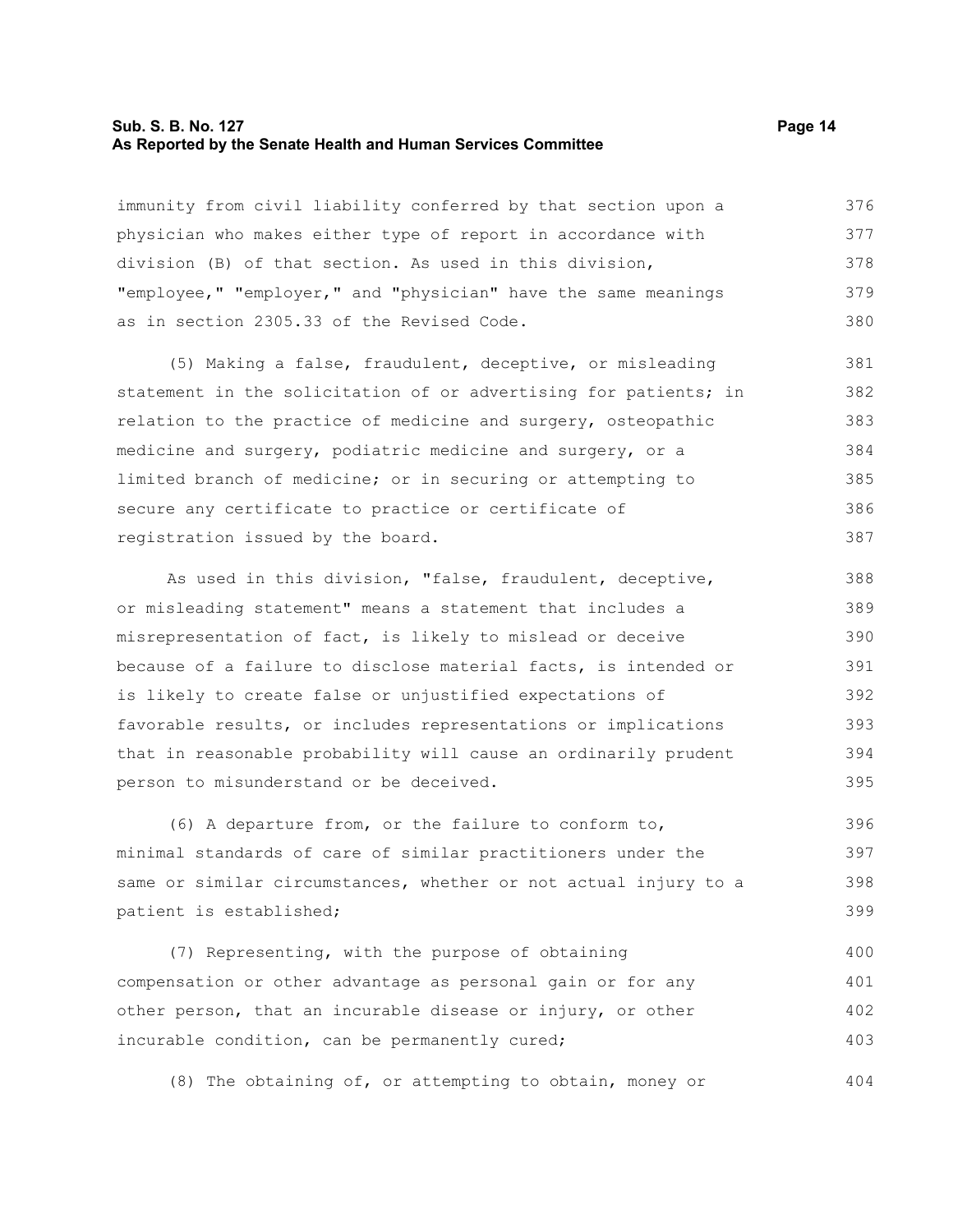immunity from civil liability conferred by that section upon a physician who makes either type of report in accordance with division (B) of that section. As used in this division, "employee," "employer," and "physician" have the same meanings as in section 2305.33 of the Revised Code.

(5) Making a false, fraudulent, deceptive, or misleading statement in the solicitation of or advertising for patients; in relation to the practice of medicine and surgery, osteopathic medicine and surgery, podiatric medicine and surgery, or a limited branch of medicine; or in securing or attempting to secure any certificate to practice or certificate of registration issued by the board.

As used in this division, "false, fraudulent, deceptive, or misleading statement" means a statement that includes a misrepresentation of fact, is likely to mislead or deceive because of a failure to disclose material facts, is intended or is likely to create false or unjustified expectations of favorable results, or includes representations or implications that in reasonable probability will cause an ordinarily prudent person to misunderstand or be deceived.

(6) A departure from, or the failure to conform to, minimal standards of care of similar practitioners under the same or similar circumstances, whether or not actual injury to a patient is established;

(7) Representing, with the purpose of obtaining compensation or other advantage as personal gain or for any other person, that an incurable disease or injury, or other incurable condition, can be permanently cured;

(8) The obtaining of, or attempting to obtain, money or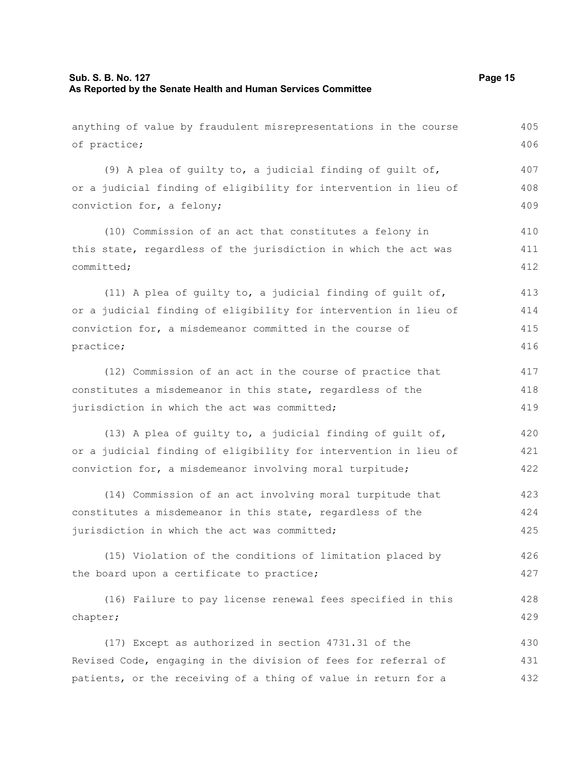anything of value by fraudulent misrepresentations in the course of practice;

(9) A plea of guilty to, a judicial finding of guilt of, or a judicial finding of eligibility for intervention in lieu of conviction for, a felony;

(10) Commission of an act that constitutes a felony in this state, regardless of the jurisdiction in which the act was committed;

(11) A plea of guilty to, a judicial finding of guilt of, or a judicial finding of eligibility for intervention in lieu of conviction for, a misdemeanor committed in the course of practice;

(12) Commission of an act in the course of practice that constitutes a misdemeanor in this state, regardless of the jurisdiction in which the act was committed;

(13) A plea of guilty to, a judicial finding of guilt of, or a judicial finding of eligibility for intervention in lieu of conviction for, a misdemeanor involving moral turpitude;

(14) Commission of an act involving moral turpitude that constitutes a misdemeanor in this state, regardless of the jurisdiction in which the act was committed;

(15) Violation of the conditions of limitation placed by the board upon a certificate to practice;

(16) Failure to pay license renewal fees specified in this chapter;

(17) Except as authorized in section 4731.31 of the Revised Code, engaging in the division of fees for referral of patients, or the receiving of a thing of value in return for a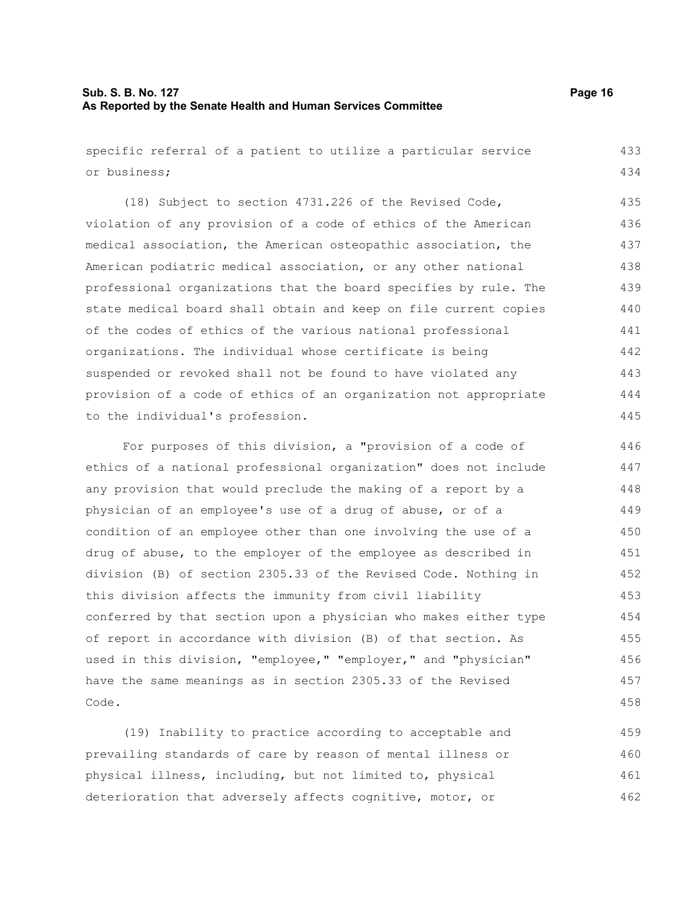specific referral of a patient to utilize a particular service or business;

(18) Subject to section 4731.226 of the Revised Code, violation of any provision of a code of ethics of the American medical association, the American osteopathic association, the American podiatric medical association, or any other national professional organizations that the board specifies by rule. The state medical board shall obtain and keep on file current copies of the codes of ethics of the various national professional organizations. The individual whose certificate is being suspended or revoked shall not be found to have violated any provision of a code of ethics of an organization not appropriate to the individual's profession.

For purposes of this division, a "provision of a code of ethics of a national professional organization" does not include any provision that would preclude the making of a report by a physician of an employee's use of a drug of abuse, or of a condition of an employee other than one involving the use of a drug of abuse, to the employer of the employee as described in division (B) of section 2305.33 of the Revised Code. Nothing in this division affects the immunity from civil liability conferred by that section upon a physician who makes either type of report in accordance with division (B) of that section. As used in this division, "employee," "employer," and "physician" have the same meanings as in section 2305.33 of the Revised Code.

(19) Inability to practice according to acceptable and prevailing standards of care by reason of mental illness or physical illness, including, but not limited to, physical deterioration that adversely affects cognitive, motor, or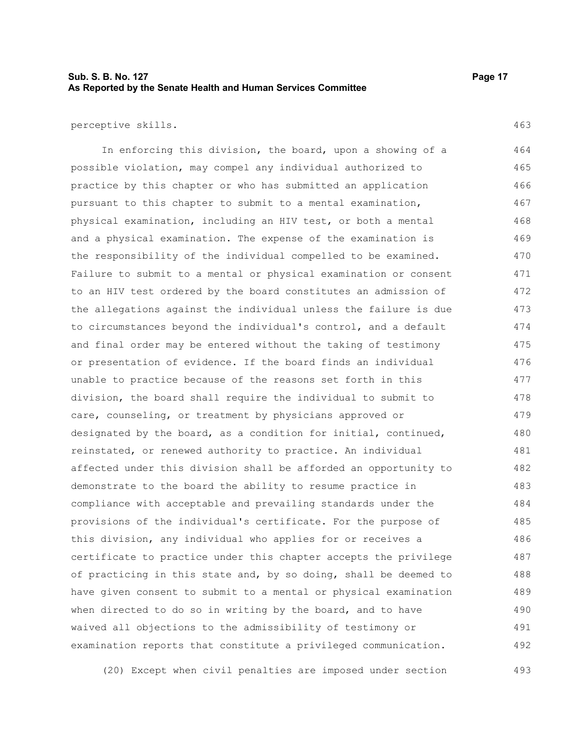perceptive skills.

In enforcing this division, the board, upon a showing of a possible violation, may compel any individual authorized to practice by this chapter or who has submitted an application pursuant to this chapter to submit to a mental examination, physical examination, including an HIV test, or both a mental and a physical examination. The expense of the examination is the responsibility of the individual compelled to be examined. Failure to submit to a mental or physical examination or consent to an HIV test ordered by the board constitutes an admission of the allegations against the individual unless the failure is due to circumstances beyond the individual's control, and a default and final order may be entered without the taking of testimony or presentation of evidence. If the board finds an individual unable to practice because of the reasons set forth in this division, the board shall require the individual to submit to care, counseling, or treatment by physicians approved or designated by the board, as a condition for initial, continued, reinstated, or renewed authority to practice. An individual affected under this division shall be afforded an opportunity to demonstrate to the board the ability to resume practice in compliance with acceptable and prevailing standards under the provisions of the individual's certificate. For the purpose of this division, any individual who applies for or receives a certificate to practice under this chapter accepts the privilege of practicing in this state and, by so doing, shall be deemed to have given consent to submit to a mental or physical examination when directed to do so in writing by the board, and to have waived all objections to the admissibility of testimony or examination reports that constitute a privileged communication.

(20) Except when civil penalties are imposed under section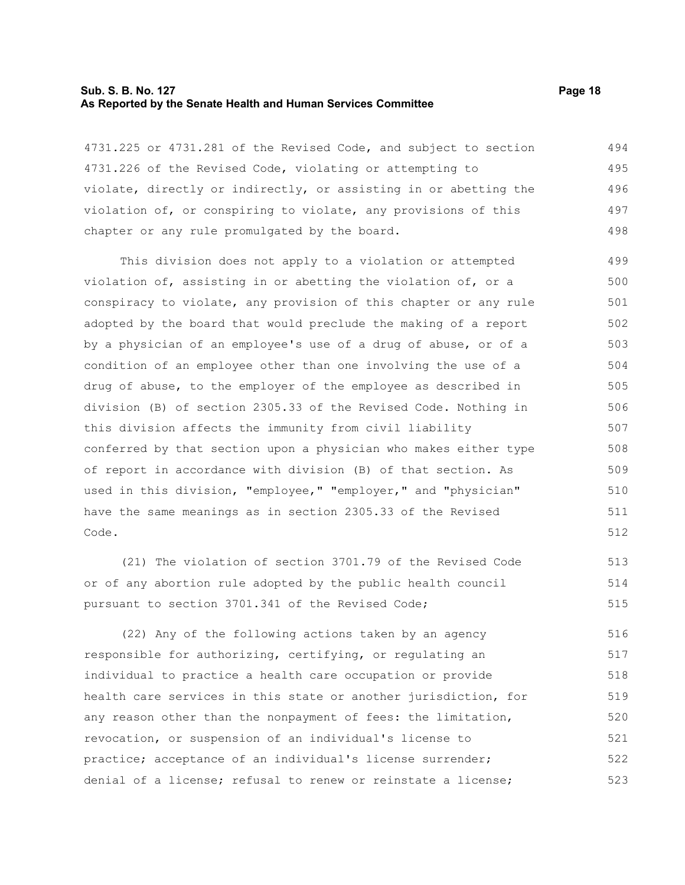4731.225 or 4731.281 of the Revised Code, and subject to section 4731.226 of the Revised Code, violating or attempting to violate, directly or indirectly, or assisting in or abetting the violation of, or conspiring to violate, any provisions of this chapter or any rule promulgated by the board.

This division does not apply to a violation or attempted violation of, assisting in or abetting the violation of, or a conspiracy to violate, any provision of this chapter or any rule adopted by the board that would preclude the making of a report by a physician of an employee's use of a drug of abuse, or of a condition of an employee other than one involving the use of a drug of abuse, to the employer of the employee as described in division (B) of section 2305.33 of the Revised Code. Nothing in this division affects the immunity from civil liability conferred by that section upon a physician who makes either type of report in accordance with division (B) of that section. As used in this division, "employee," "employer," and "physician" have the same meanings as in section 2305.33 of the Revised Code.

(21) The violation of section 3701.79 of the Revised Code or of any abortion rule adopted by the public health council pursuant to section 3701.341 of the Revised Code;

(22) Any of the following actions taken by an agency responsible for authorizing, certifying, or regulating an individual to practice a health care occupation or provide health care services in this state or another jurisdiction, for any reason other than the nonpayment of fees: the limitation, revocation, or suspension of an individual's license to practice; acceptance of an individual's license surrender; denial of a license; refusal to renew or reinstate a license;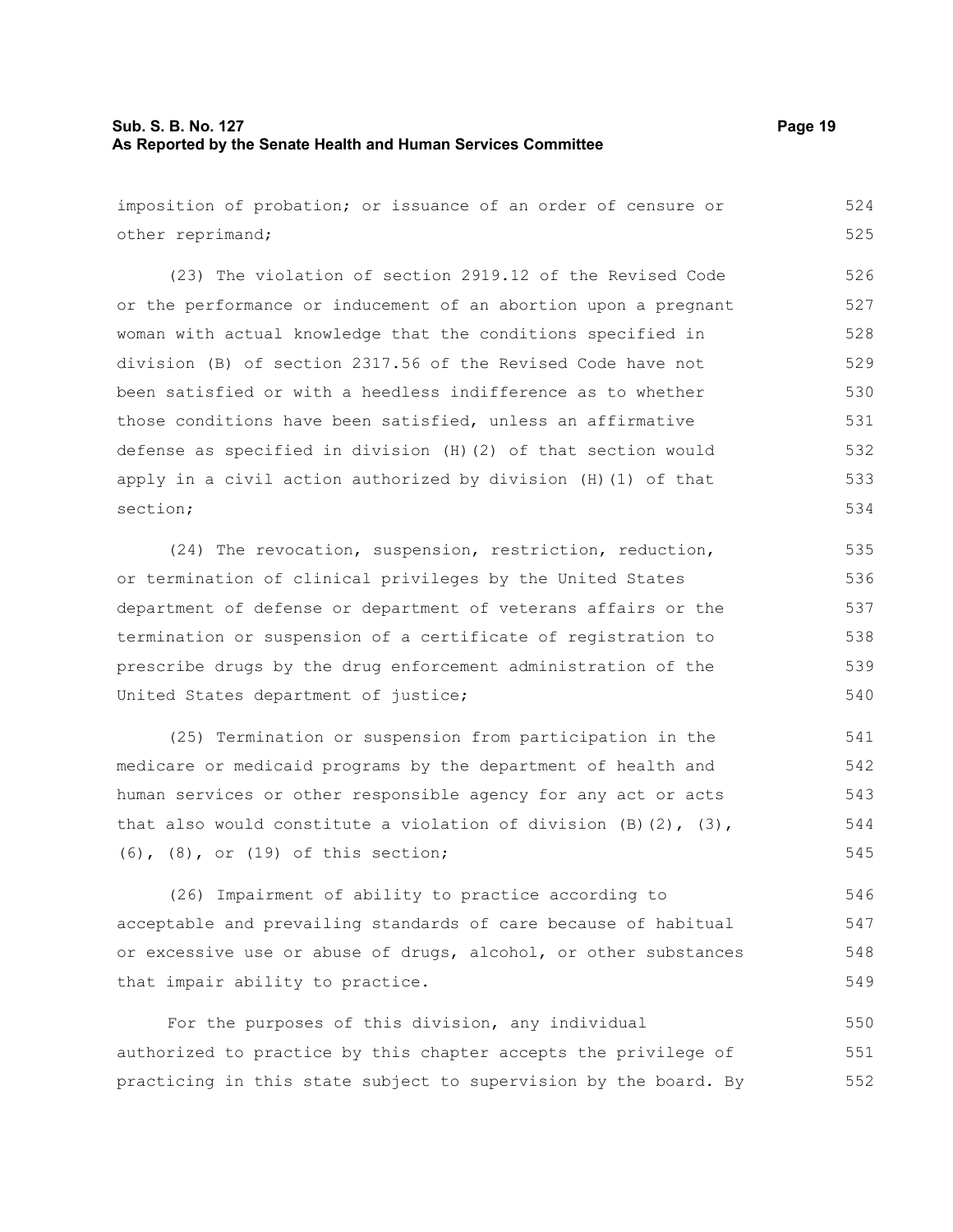imposition of probation; or issuance of an order of censure or other reprimand;

(23) The violation of section 2919.12 of the Revised Code or the performance or inducement of an abortion upon a pregnant woman with actual knowledge that the conditions specified in division (B) of section 2317.56 of the Revised Code have not been satisfied or with a heedless indifference as to whether those conditions have been satisfied, unless an affirmative defense as specified in division (H)(2) of that section would apply in a civil action authorized by division (H)(1) of that section;

(24) The revocation, suspension, restriction, reduction, or termination of clinical privileges by the United States department of defense or department of veterans affairs or the termination or suspension of a certificate of registration to prescribe drugs by the drug enforcement administration of the United States department of justice;

(25) Termination or suspension from participation in the medicare or medicaid programs by the department of health and human services or other responsible agency for any act or acts that also would constitute a violation of division (B)(2), (3), (6), (8), or (19) of this section;

(26) Impairment of ability to practice according to acceptable and prevailing standards of care because of habitual or excessive use or abuse of drugs, alcohol, or other substances that impair ability to practice.

For the purposes of this division, any individual authorized to practice by this chapter accepts the privilege of practicing in this state subject to supervision by the board. By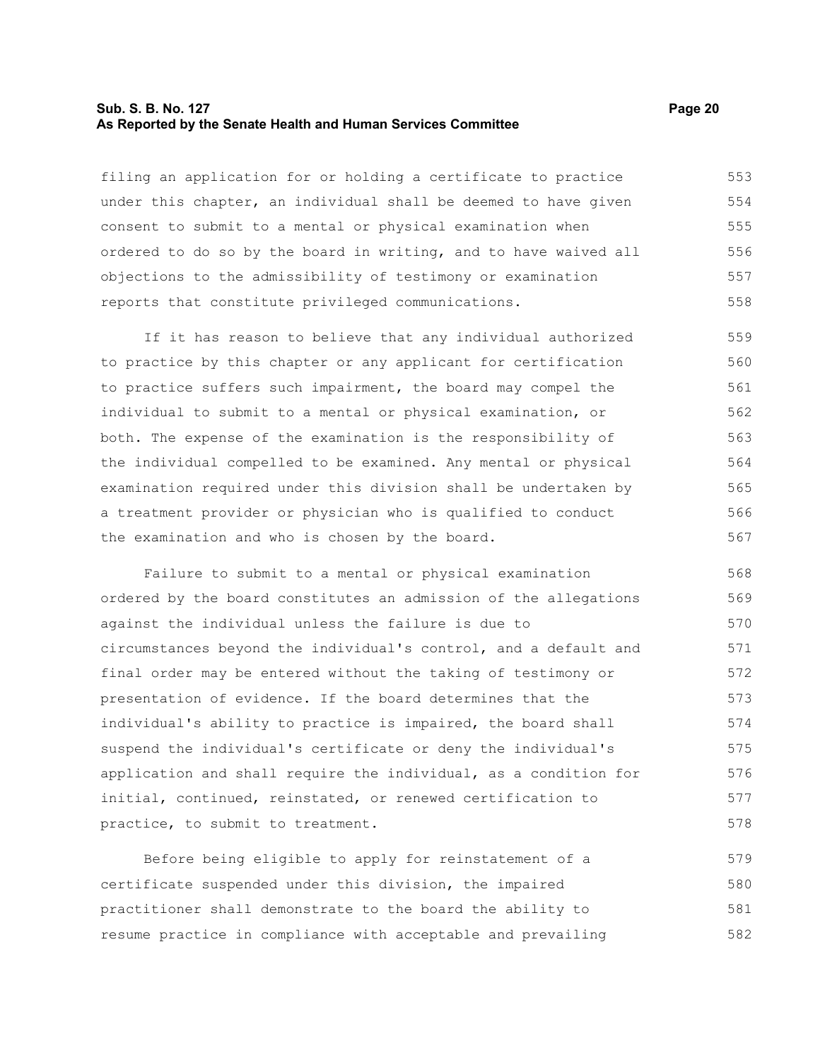filing an application for or holding a certificate to practice under this chapter, an individual shall be deemed to have given consent to submit to a mental or physical examination when ordered to do so by the board in writing, and to have waived all objections to the admissibility of testimony or examination reports that constitute privileged communications.

If it has reason to believe that any individual authorized to practice by this chapter or any applicant for certification to practice suffers such impairment, the board may compel the individual to submit to a mental or physical examination, or both. The expense of the examination is the responsibility of the individual compelled to be examined. Any mental or physical examination required under this division shall be undertaken by a treatment provider or physician who is qualified to conduct the examination and who is chosen by the board.

Failure to submit to a mental or physical examination ordered by the board constitutes an admission of the allegations against the individual unless the failure is due to circumstances beyond the individual's control, and a default and final order may be entered without the taking of testimony or presentation of evidence. If the board determines that the individual's ability to practice is impaired, the board shall suspend the individual's certificate or deny the individual's application and shall require the individual, as a condition for initial, continued, reinstated, or renewed certification to practice, to submit to treatment.

Before being eligible to apply for reinstatement of a certificate suspended under this division, the impaired practitioner shall demonstrate to the board the ability to resume practice in compliance with acceptable and prevailing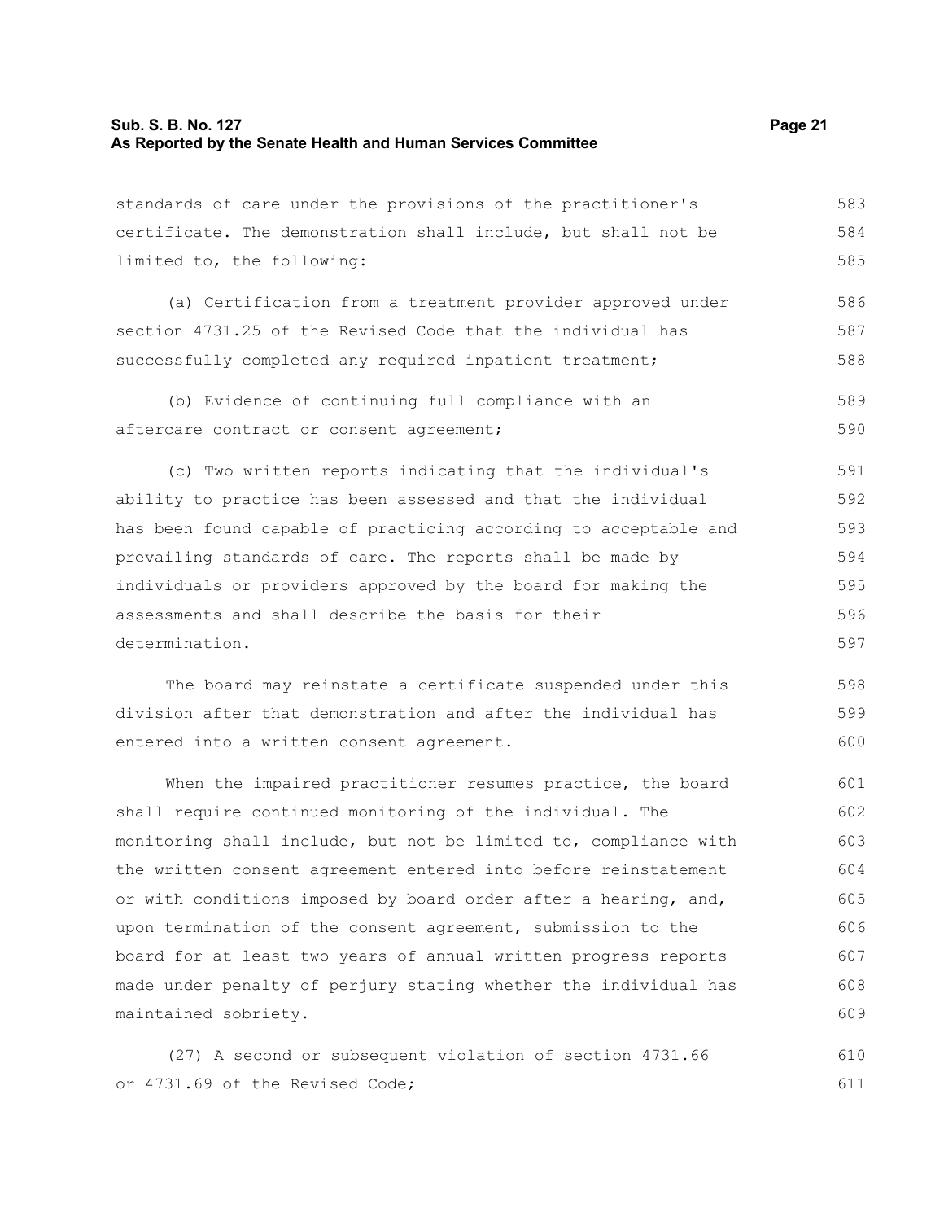standards of care under the provisions of the practitioner's certificate. The demonstration shall include, but shall not be limited to, the following:

(a) Certification from a treatment provider approved under section 4731.25 of the Revised Code that the individual has successfully completed any required inpatient treatment;

(b) Evidence of continuing full compliance with an aftercare contract or consent agreement;

(c) Two written reports indicating that the individual's ability to practice has been assessed and that the individual has been found capable of practicing according to acceptable and prevailing standards of care. The reports shall be made by individuals or providers approved by the board for making the assessments and shall describe the basis for their determination.

The board may reinstate a certificate suspended under this division after that demonstration and after the individual has entered into a written consent agreement.

When the impaired practitioner resumes practice, the board shall require continued monitoring of the individual. The monitoring shall include, but not be limited to, compliance with the written consent agreement entered into before reinstatement or with conditions imposed by board order after a hearing, and, upon termination of the consent agreement, submission to the board for at least two years of annual written progress reports made under penalty of perjury stating whether the individual has maintained sobriety.

(27) A second or subsequent violation of section 4731.66 or 4731.69 of the Revised Code;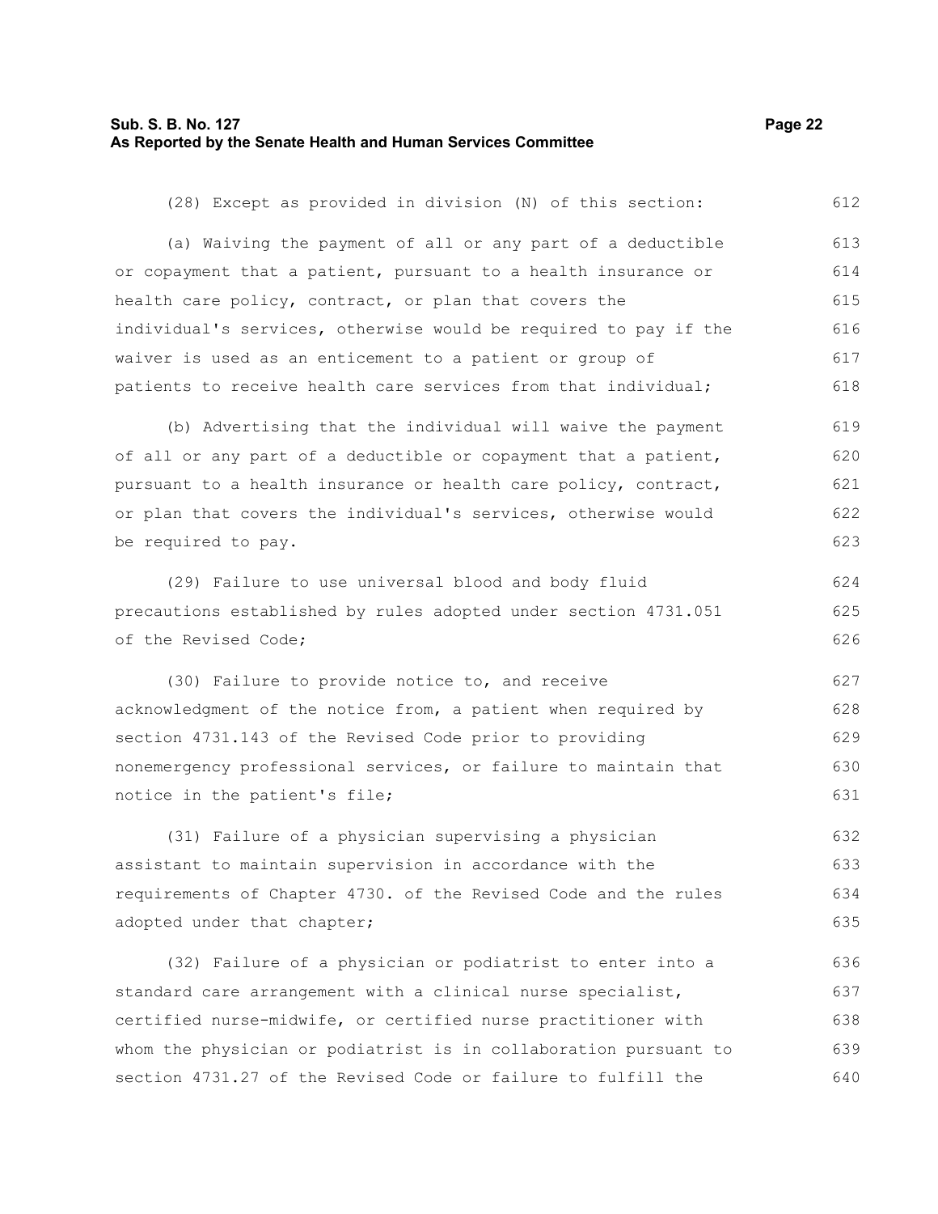(28) Except as provided in division (N) of this section:

(a) Waiving the payment of all or any part of a deductible or copayment that a patient, pursuant to a health insurance or health care policy, contract, or plan that covers the individual's services, otherwise would be required to pay if the waiver is used as an enticement to a patient or group of patients to receive health care services from that individual;

(b) Advertising that the individual will waive the payment of all or any part of a deductible or copayment that a patient, pursuant to a health insurance or health care policy, contract, or plan that covers the individual's services, otherwise would be required to pay.

(29) Failure to use universal blood and body fluid precautions established by rules adopted under section 4731.051 of the Revised Code;

(30) Failure to provide notice to, and receive acknowledgment of the notice from, a patient when required by section 4731.143 of the Revised Code prior to providing nonemergency professional services, or failure to maintain that notice in the patient's file;

(31) Failure of a physician supervising a physician assistant to maintain supervision in accordance with the requirements of Chapter 4730. of the Revised Code and the rules adopted under that chapter;

(32) Failure of a physician or podiatrist to enter into a standard care arrangement with a clinical nurse specialist, certified nurse-midwife, or certified nurse practitioner with whom the physician or podiatrist is in collaboration pursuant to section 4731.27 of the Revised Code or failure to fulfill the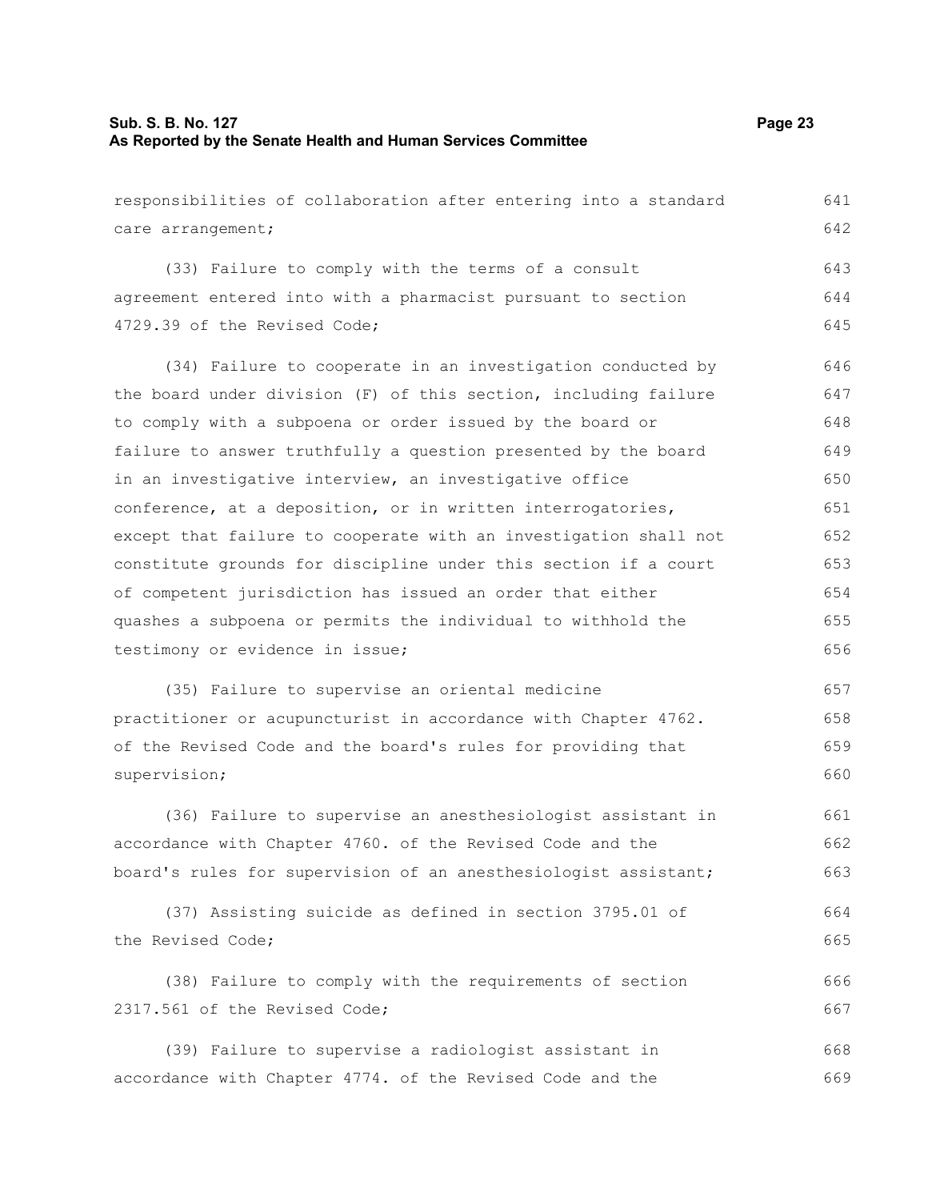responsibilities of collaboration after entering into a standard care arrangement;

(33) Failure to comply with the terms of a consult agreement entered into with a pharmacist pursuant to section 4729.39 of the Revised Code;

(34) Failure to cooperate in an investigation conducted by the board under division (F) of this section, including failure to comply with a subpoena or order issued by the board or failure to answer truthfully a question presented by the board in an investigative interview, an investigative office conference, at a deposition, or in written interrogatories, except that failure to cooperate with an investigation shall not constitute grounds for discipline under this section if a court of competent jurisdiction has issued an order that either quashes a subpoena or permits the individual to withhold the testimony or evidence in issue;

(35) Failure to supervise an oriental medicine practitioner or acupuncturist in accordance with Chapter 4762. of the Revised Code and the board's rules for providing that supervision;

(36) Failure to supervise an anesthesiologist assistant in accordance with Chapter 4760. of the Revised Code and the board's rules for supervision of an anesthesiologist assistant;

(37) Assisting suicide as defined in section 3795.01 of the Revised Code;

(38) Failure to comply with the requirements of section 2317.561 of the Revised Code;

(39) Failure to supervise a radiologist assistant in accordance with Chapter 4774. of the Revised Code and the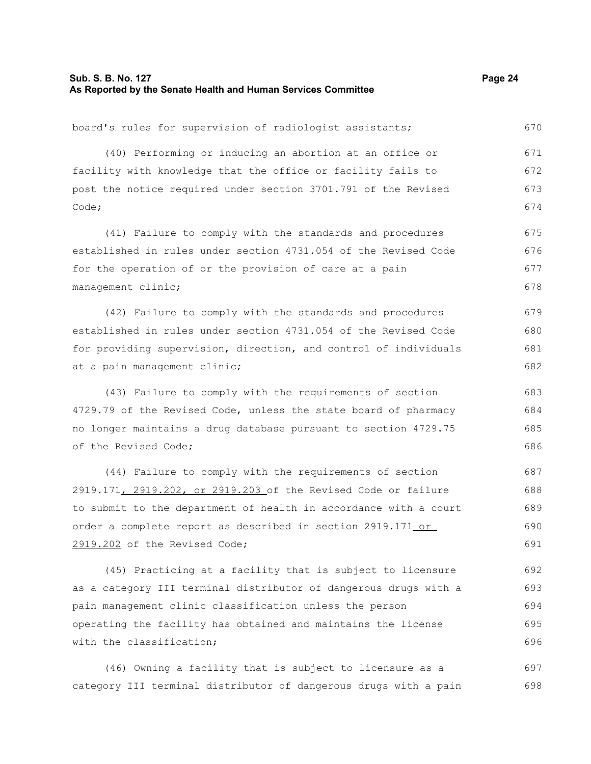board's rules for supervision of radiologist assistants;

(40) Performing or inducing an abortion at an office or facility with knowledge that the office or facility fails to post the notice required under section 3701.791 of the Revised Code;

(41) Failure to comply with the standards and procedures established in rules under section 4731.054 of the Revised Code for the operation of or the provision of care at a pain management clinic;

(42) Failure to comply with the standards and procedures established in rules under section 4731.054 of the Revised Code for providing supervision, direction, and control of individuals at a pain management clinic;

(43) Failure to comply with the requirements of section 4729.79 of the Revised Code, unless the state board of pharmacy no longer maintains a drug database pursuant to section 4729.75 of the Revised Code;

(44) Failure to comply with the requirements of section 2919.171, 2919.202, or 2919.203 of the Revised Code or failure to submit to the department of health in accordance with a court order a complete report as described in section 2919.171 or 2919.202 of the Revised Code;

(45) Practicing at a facility that is subject to licensure as a category III terminal distributor of dangerous drugs with a pain management clinic classification unless the person operating the facility has obtained and maintains the license with the classification;

(46) Owning a facility that is subject to licensure as a category III terminal distributor of dangerous drugs with a pain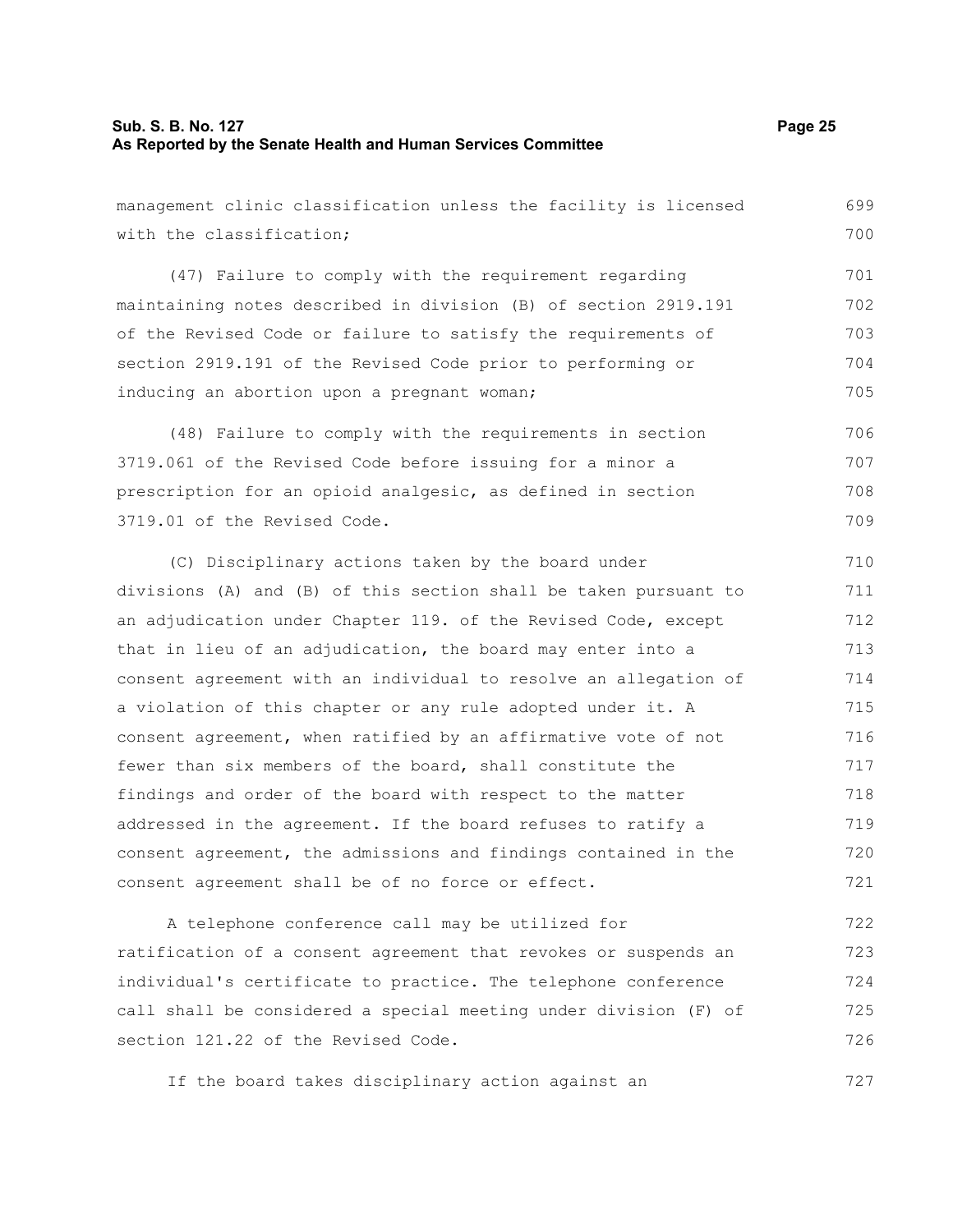management clinic classification unless the facility is licensed with the classification;

(47) Failure to comply with the requirement regarding maintaining notes described in division (B) of section 2919.191 of the Revised Code or failure to satisfy the requirements of section 2919.191 of the Revised Code prior to performing or inducing an abortion upon a pregnant woman;

(48) Failure to comply with the requirements in section 3719.061 of the Revised Code before issuing for a minor a prescription for an opioid analgesic, as defined in section 3719.01 of the Revised Code.

(C) Disciplinary actions taken by the board under divisions (A) and (B) of this section shall be taken pursuant to an adjudication under Chapter 119. of the Revised Code, except that in lieu of an adjudication, the board may enter into a consent agreement with an individual to resolve an allegation of a violation of this chapter or any rule adopted under it. A consent agreement, when ratified by an affirmative vote of not fewer than six members of the board, shall constitute the findings and order of the board with respect to the matter addressed in the agreement. If the board refuses to ratify a consent agreement, the admissions and findings contained in the consent agreement shall be of no force or effect.

A telephone conference call may be utilized for ratification of a consent agreement that revokes or suspends an individual's certificate to practice. The telephone conference call shall be considered a special meeting under division (F) of section 121.22 of the Revised Code.

If the board takes disciplinary action against an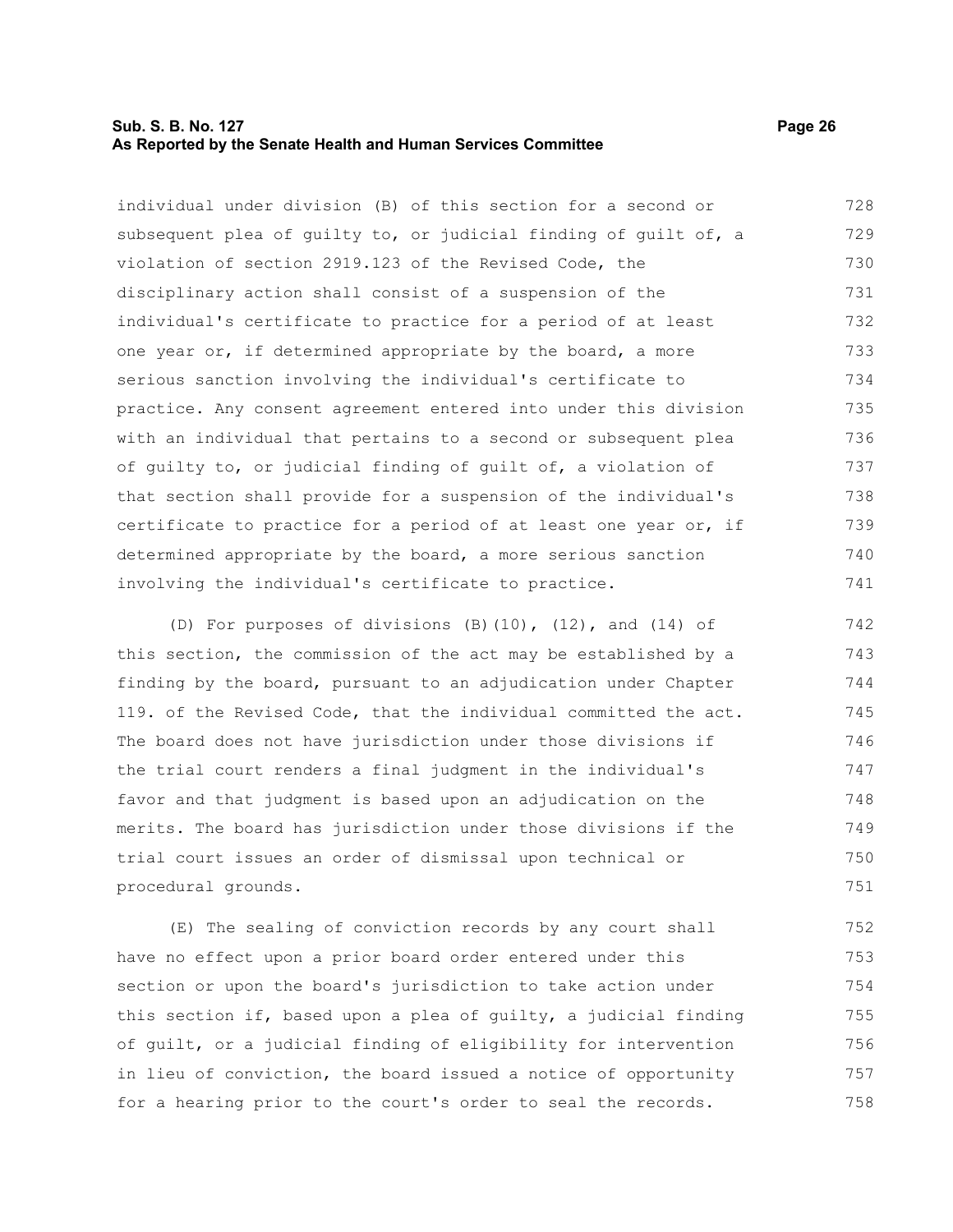individual under division (B) of this section for a second or subsequent plea of guilty to, or judicial finding of guilt of, a violation of section 2919.123 of the Revised Code, the disciplinary action shall consist of a suspension of the individual's certificate to practice for a period of at least one year or, if determined appropriate by the board, a more serious sanction involving the individual's certificate to practice. Any consent agreement entered into under this division with an individual that pertains to a second or subsequent plea of guilty to, or judicial finding of guilt of, a violation of that section shall provide for a suspension of the individual's certificate to practice for a period of at least one year or, if determined appropriate by the board, a more serious sanction involving the individual's certificate to practice.

(D) For purposes of divisions (B)(10), (12), and (14) of this section, the commission of the act may be established by a finding by the board, pursuant to an adjudication under Chapter 119. of the Revised Code, that the individual committed the act. The board does not have jurisdiction under those divisions if the trial court renders a final judgment in the individual's favor and that judgment is based upon an adjudication on the merits. The board has jurisdiction under those divisions if the trial court issues an order of dismissal upon technical or procedural grounds.

(E) The sealing of conviction records by any court shall have no effect upon a prior board order entered under this section or upon the board's jurisdiction to take action under this section if, based upon a plea of guilty, a judicial finding of guilt, or a judicial finding of eligibility for intervention in lieu of conviction, the board issued a notice of opportunity for a hearing prior to the court's order to seal the records.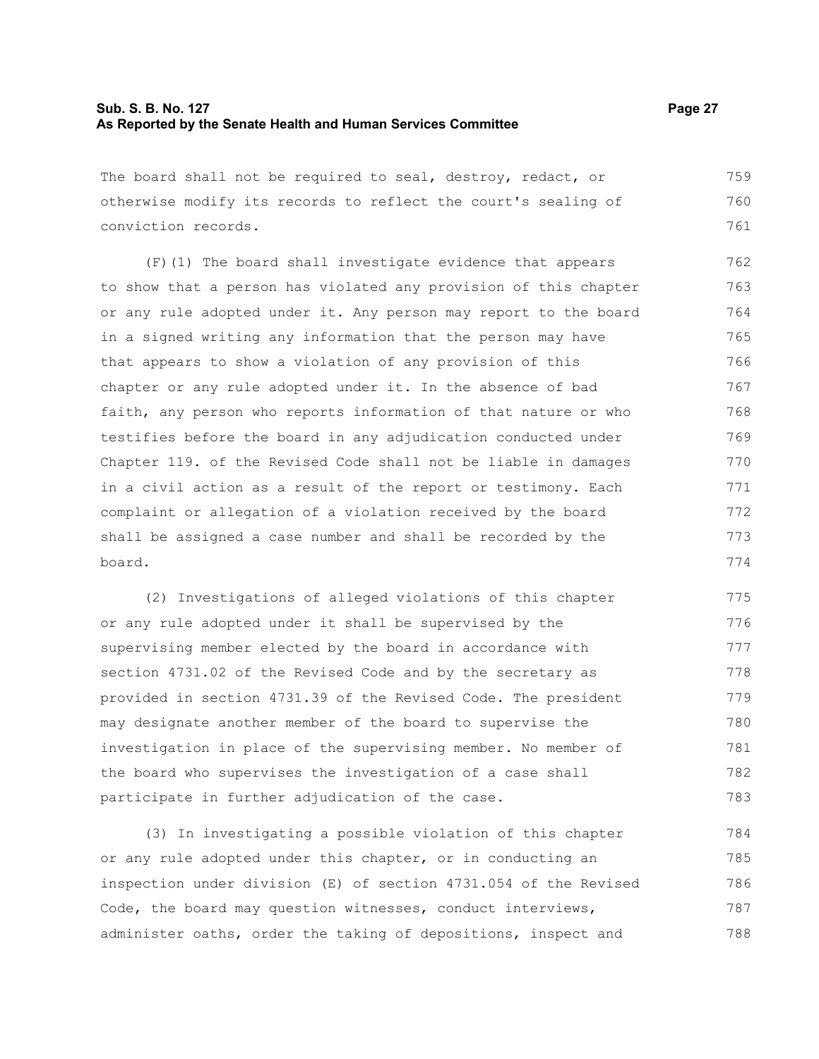The board shall not be required to seal, destroy, redact, or otherwise modify its records to reflect the court's sealing of conviction records.

(F)(1) The board shall investigate evidence that appears to show that a person has violated any provision of this chapter or any rule adopted under it. Any person may report to the board in a signed writing any information that the person may have that appears to show a violation of any provision of this chapter or any rule adopted under it. In the absence of bad faith, any person who reports information of that nature or who testifies before the board in any adjudication conducted under Chapter 119. of the Revised Code shall not be liable in damages in a civil action as a result of the report or testimony. Each complaint or allegation of a violation received by the board shall be assigned a case number and shall be recorded by the board.

(2) Investigations of alleged violations of this chapter or any rule adopted under it shall be supervised by the supervising member elected by the board in accordance with section 4731.02 of the Revised Code and by the secretary as provided in section 4731.39 of the Revised Code. The president may designate another member of the board to supervise the investigation in place of the supervising member. No member of the board who supervises the investigation of a case shall participate in further adjudication of the case.

(3) In investigating a possible violation of this chapter or any rule adopted under this chapter, or in conducting an inspection under division (E) of section 4731.054 of the Revised Code, the board may question witnesses, conduct interviews, administer oaths, order the taking of depositions, inspect and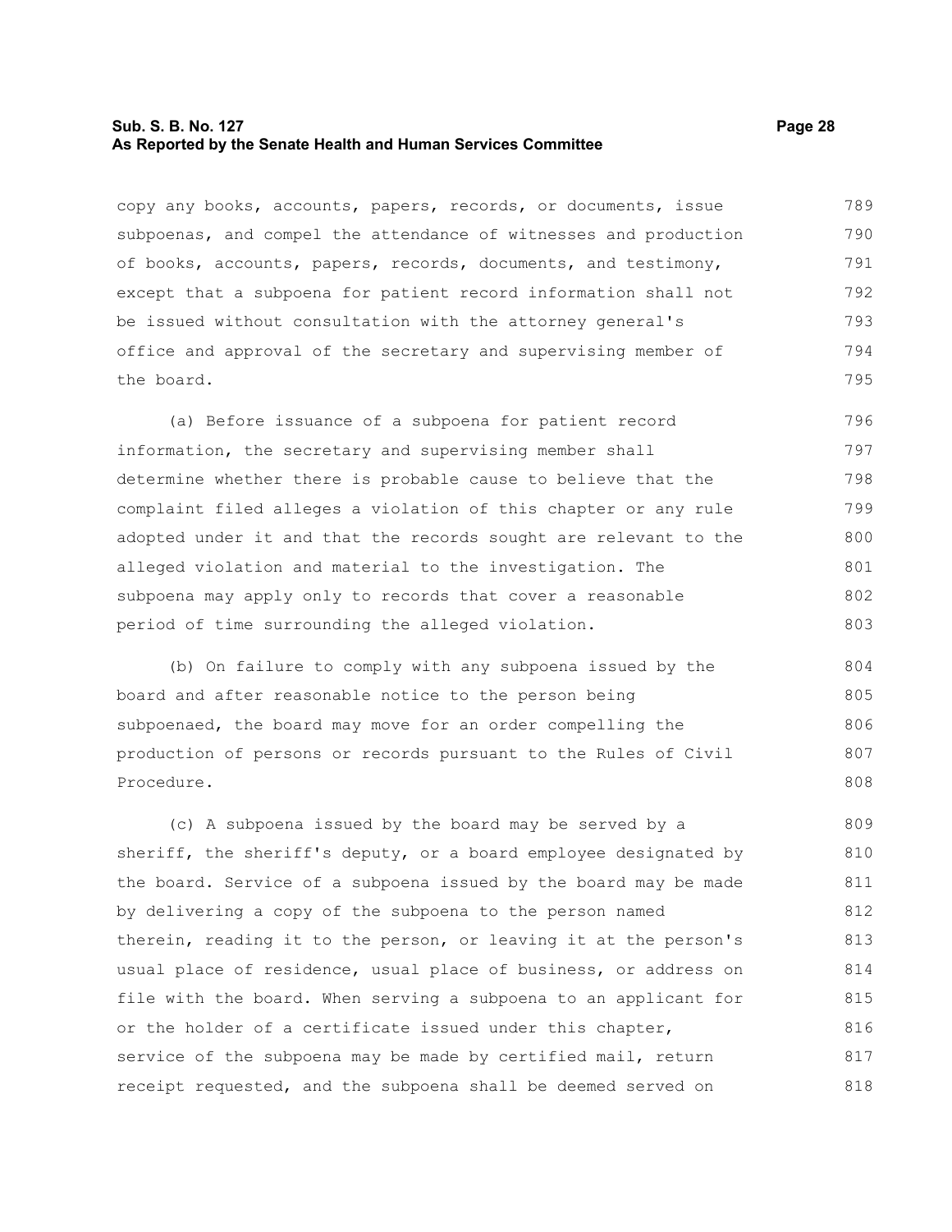copy any books, accounts, papers, records, or documents, issue subpoenas, and compel the attendance of witnesses and production of books, accounts, papers, records, documents, and testimony, except that a subpoena for patient record information shall not be issued without consultation with the attorney general's office and approval of the secretary and supervising member of the board.

(a) Before issuance of a subpoena for patient record information, the secretary and supervising member shall determine whether there is probable cause to believe that the complaint filed alleges a violation of this chapter or any rule adopted under it and that the records sought are relevant to the alleged violation and material to the investigation. The subpoena may apply only to records that cover a reasonable period of time surrounding the alleged violation.

(b) On failure to comply with any subpoena issued by the board and after reasonable notice to the person being subpoenaed, the board may move for an order compelling the production of persons or records pursuant to the Rules of Civil Procedure.

(c) A subpoena issued by the board may be served by a sheriff, the sheriff's deputy, or a board employee designated by the board. Service of a subpoena issued by the board may be made by delivering a copy of the subpoena to the person named therein, reading it to the person, or leaving it at the person's usual place of residence, usual place of business, or address on file with the board. When serving a subpoena to an applicant for or the holder of a certificate issued under this chapter, service of the subpoena may be made by certified mail, return receipt requested, and the subpoena shall be deemed served on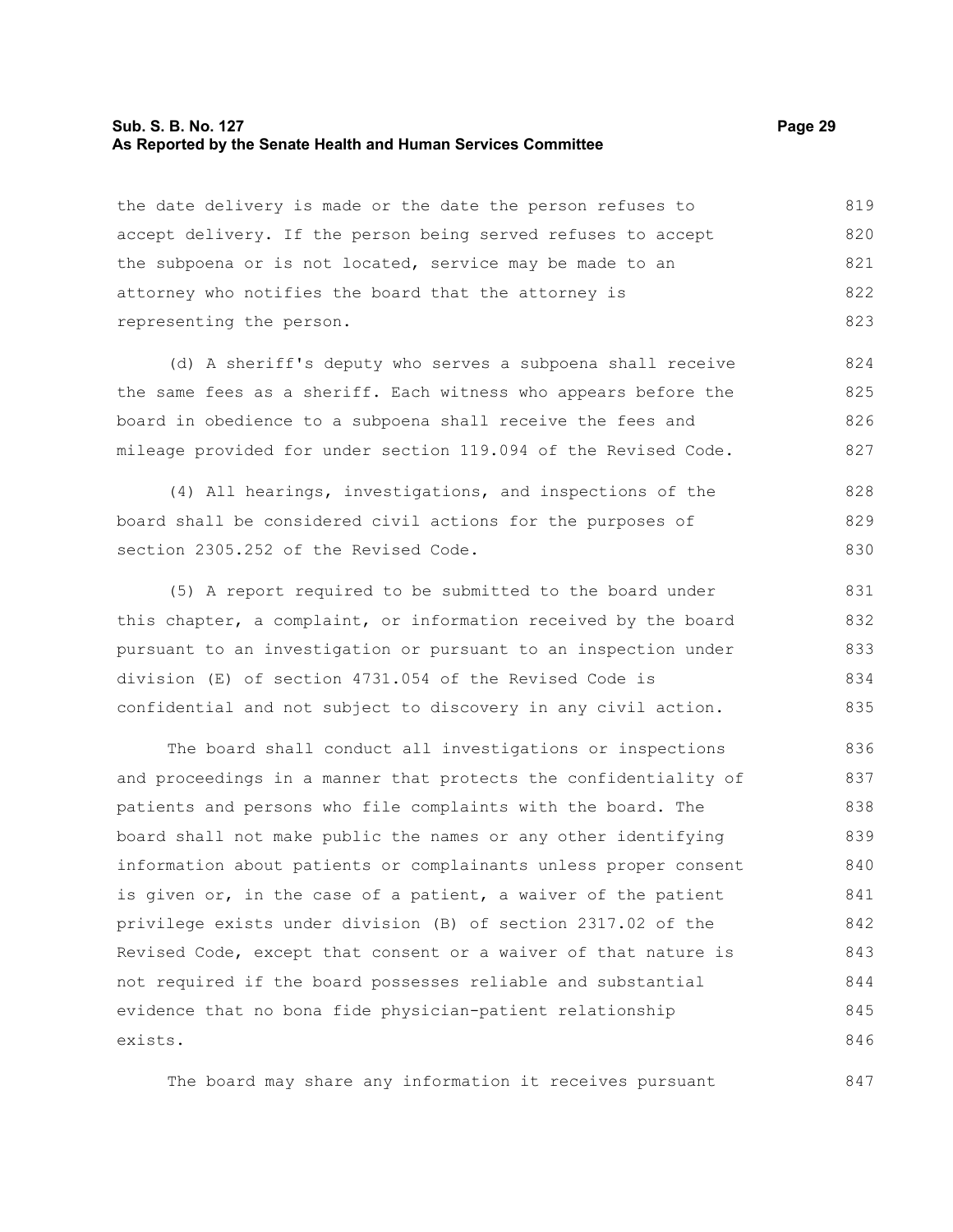the date delivery is made or the date the person refuses to accept delivery. If the person being served refuses to accept the subpoena or is not located, service may be made to an attorney who notifies the board that the attorney is representing the person.

(d) A sheriff's deputy who serves a subpoena shall receive the same fees as a sheriff. Each witness who appears before the board in obedience to a subpoena shall receive the fees and mileage provided for under section 119.094 of the Revised Code.

(4) All hearings, investigations, and inspections of the board shall be considered civil actions for the purposes of section 2305.252 of the Revised Code.

(5) A report required to be submitted to the board under this chapter, a complaint, or information received by the board pursuant to an investigation or pursuant to an inspection under division (E) of section 4731.054 of the Revised Code is confidential and not subject to discovery in any civil action.

The board shall conduct all investigations or inspections and proceedings in a manner that protects the confidentiality of patients and persons who file complaints with the board. The board shall not make public the names or any other identifying information about patients or complainants unless proper consent is given or, in the case of a patient, a waiver of the patient privilege exists under division (B) of section 2317.02 of the Revised Code, except that consent or a waiver of that nature is not required if the board possesses reliable and substantial evidence that no bona fide physician-patient relationship exists.

The board may share any information it receives pursuant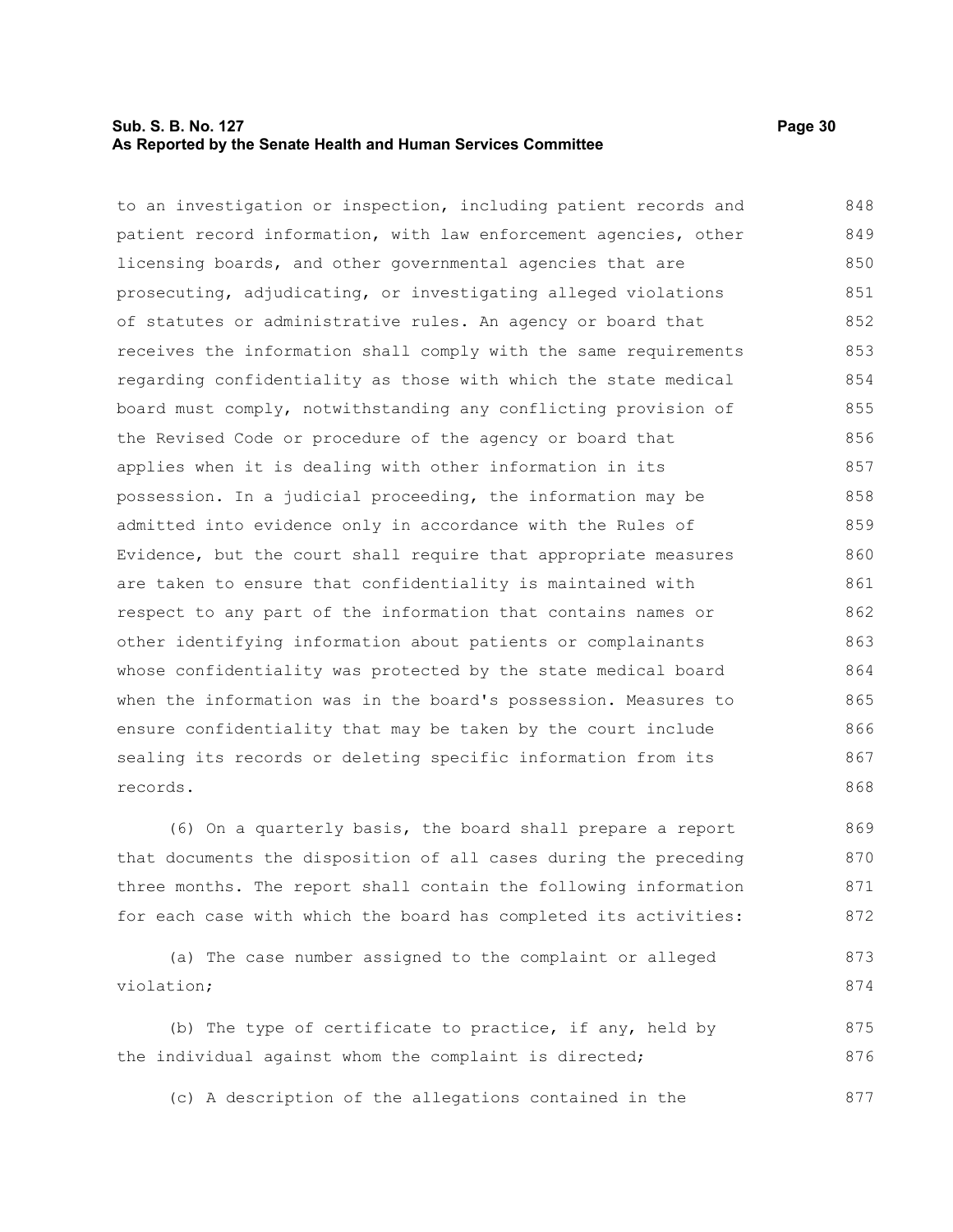to an investigation or inspection, including patient records and patient record information, with law enforcement agencies, other licensing boards, and other governmental agencies that are prosecuting, adjudicating, or investigating alleged violations of statutes or administrative rules. An agency or board that receives the information shall comply with the same requirements regarding confidentiality as those with which the state medical board must comply, notwithstanding any conflicting provision of the Revised Code or procedure of the agency or board that applies when it is dealing with other information in its possession. In a judicial proceeding, the information may be admitted into evidence only in accordance with the Rules of Evidence, but the court shall require that appropriate measures are taken to ensure that confidentiality is maintained with respect to any part of the information that contains names or other identifying information about patients or complainants whose confidentiality was protected by the state medical board when the information was in the board's possession. Measures to ensure confidentiality that may be taken by the court include sealing its records or deleting specific information from its records.

(6) On a quarterly basis, the board shall prepare a report that documents the disposition of all cases during the preceding three months. The report shall contain the following information for each case with which the board has completed its activities:

(a) The case number assigned to the complaint or alleged violation;

(b) The type of certificate to practice, if any, held by the individual against whom the complaint is directed;

(c) A description of the allegations contained in the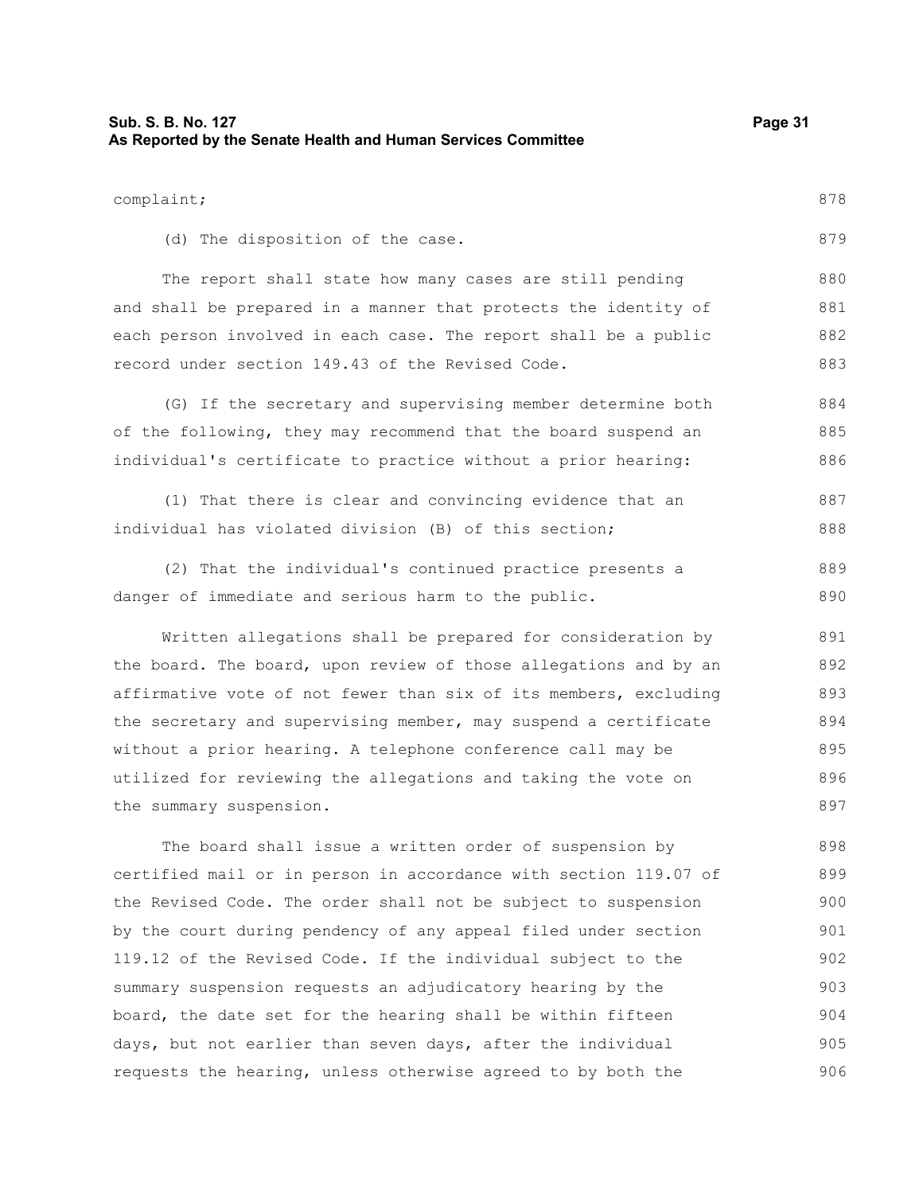complaint;

(d) The disposition of the case.

The report shall state how many cases are still pending and shall be prepared in a manner that protects the identity of each person involved in each case. The report shall be a public record under section 149.43 of the Revised Code.

(G) If the secretary and supervising member determine both of the following, they may recommend that the board suspend an individual's certificate to practice without a prior hearing:

(1) That there is clear and convincing evidence that an individual has violated division (B) of this section;

(2) That the individual's continued practice presents a danger of immediate and serious harm to the public.

Written allegations shall be prepared for consideration by the board. The board, upon review of those allegations and by an affirmative vote of not fewer than six of its members, excluding the secretary and supervising member, may suspend a certificate without a prior hearing. A telephone conference call may be utilized for reviewing the allegations and taking the vote on the summary suspension.

The board shall issue a written order of suspension by certified mail or in person in accordance with section 119.07 of the Revised Code. The order shall not be subject to suspension by the court during pendency of any appeal filed under section 119.12 of the Revised Code. If the individual subject to the summary suspension requests an adjudicatory hearing by the board, the date set for the hearing shall be within fifteen days, but not earlier than seven days, after the individual requests the hearing, unless otherwise agreed to by both the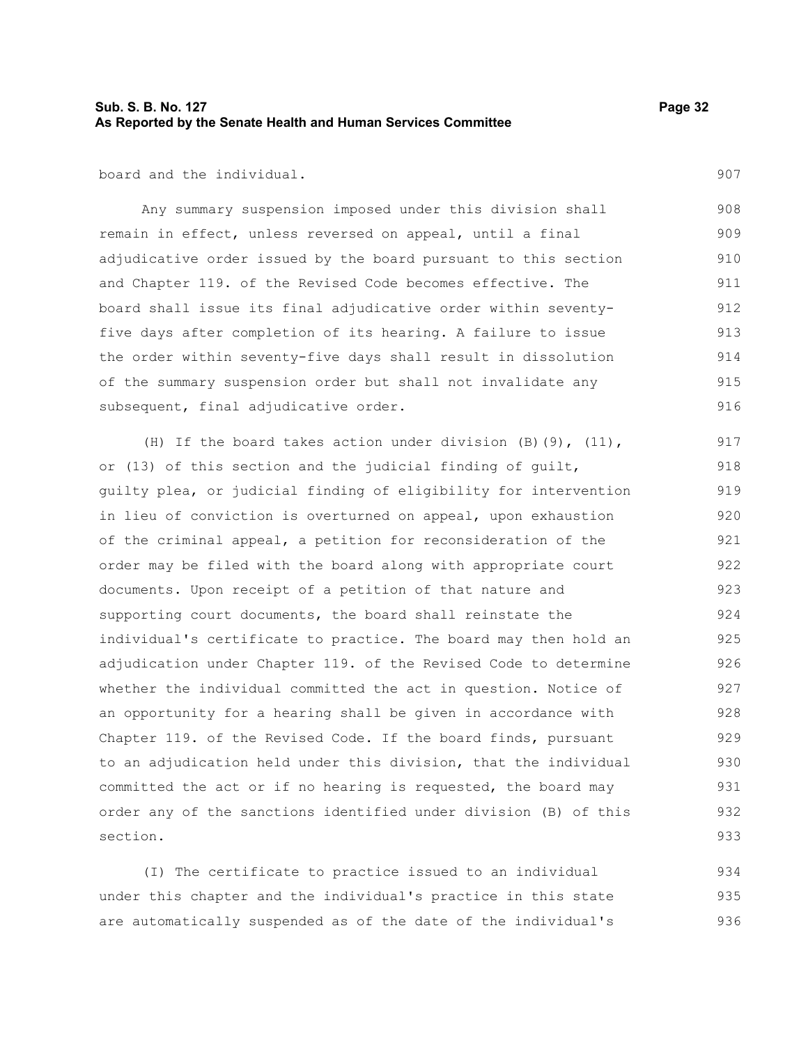board and the individual.

Any summary suspension imposed under this division shall remain in effect, unless reversed on appeal, until a final adjudicative order issued by the board pursuant to this section and Chapter 119. of the Revised Code becomes effective. The board shall issue its final adjudicative order within seventy-five days after completion of its hearing. A failure to issue the order within seventy-five days shall result in dissolution of the summary suspension order but shall not invalidate any subsequent, final adjudicative order.

(H) If the board takes action under division (B)(9), (11), or (13) of this section and the judicial finding of guilt, guilty plea, or judicial finding of eligibility for intervention in lieu of conviction is overturned on appeal, upon exhaustion of the criminal appeal, a petition for reconsideration of the order may be filed with the board along with appropriate court documents. Upon receipt of a petition of that nature and supporting court documents, the board shall reinstate the individual's certificate to practice. The board may then hold an adjudication under Chapter 119. of the Revised Code to determine whether the individual committed the act in question. Notice of an opportunity for a hearing shall be given in accordance with Chapter 119. of the Revised Code. If the board finds, pursuant to an adjudication held under this division, that the individual committed the act or if no hearing is requested, the board may order any of the sanctions identified under division (B) of this section.

(I) The certificate to practice issued to an individual under this chapter and the individual's practice in this state are automatically suspended as of the date of the individual's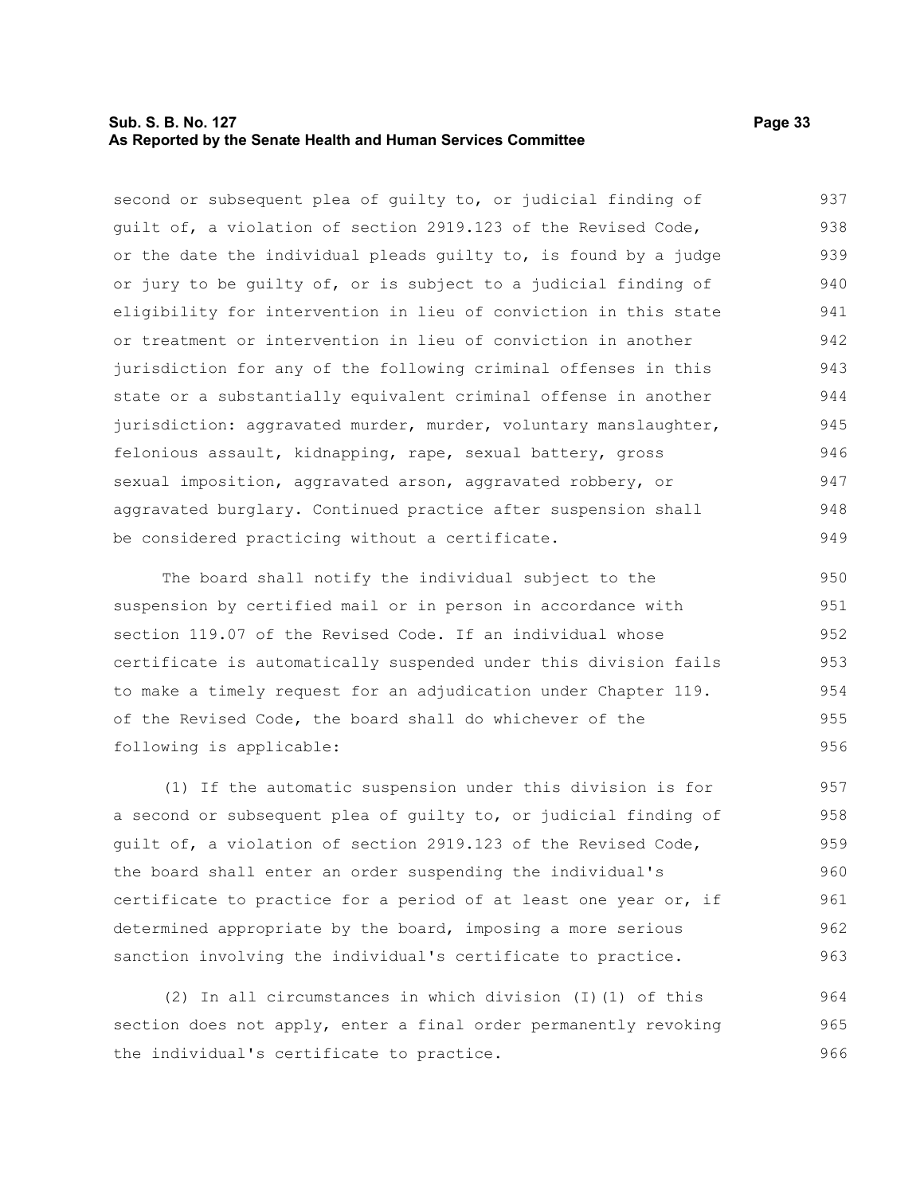second or subsequent plea of guilty to, or judicial finding of guilt of, a violation of section 2919.123 of the Revised Code, or the date the individual pleads guilty to, is found by a judge or jury to be guilty of, or is subject to a judicial finding of eligibility for intervention in lieu of conviction in this state or treatment or intervention in lieu of conviction in another jurisdiction for any of the following criminal offenses in this state or a substantially equivalent criminal offense in another jurisdiction: aggravated murder, murder, voluntary manslaughter, felonious assault, kidnapping, rape, sexual battery, gross sexual imposition, aggravated arson, aggravated robbery, or aggravated burglary. Continued practice after suspension shall be considered practicing without a certificate.

The board shall notify the individual subject to the suspension by certified mail or in person in accordance with section 119.07 of the Revised Code. If an individual whose certificate is automatically suspended under this division fails to make a timely request for an adjudication under Chapter 119. of the Revised Code, the board shall do whichever of the following is applicable:

(1) If the automatic suspension under this division is for a second or subsequent plea of guilty to, or judicial finding of guilt of, a violation of section 2919.123 of the Revised Code, the board shall enter an order suspending the individual's certificate to practice for a period of at least one year or, if determined appropriate by the board, imposing a more serious sanction involving the individual's certificate to practice.

(2) In all circumstances in which division (I)(1) of this section does not apply, enter a final order permanently revoking the individual's certificate to practice.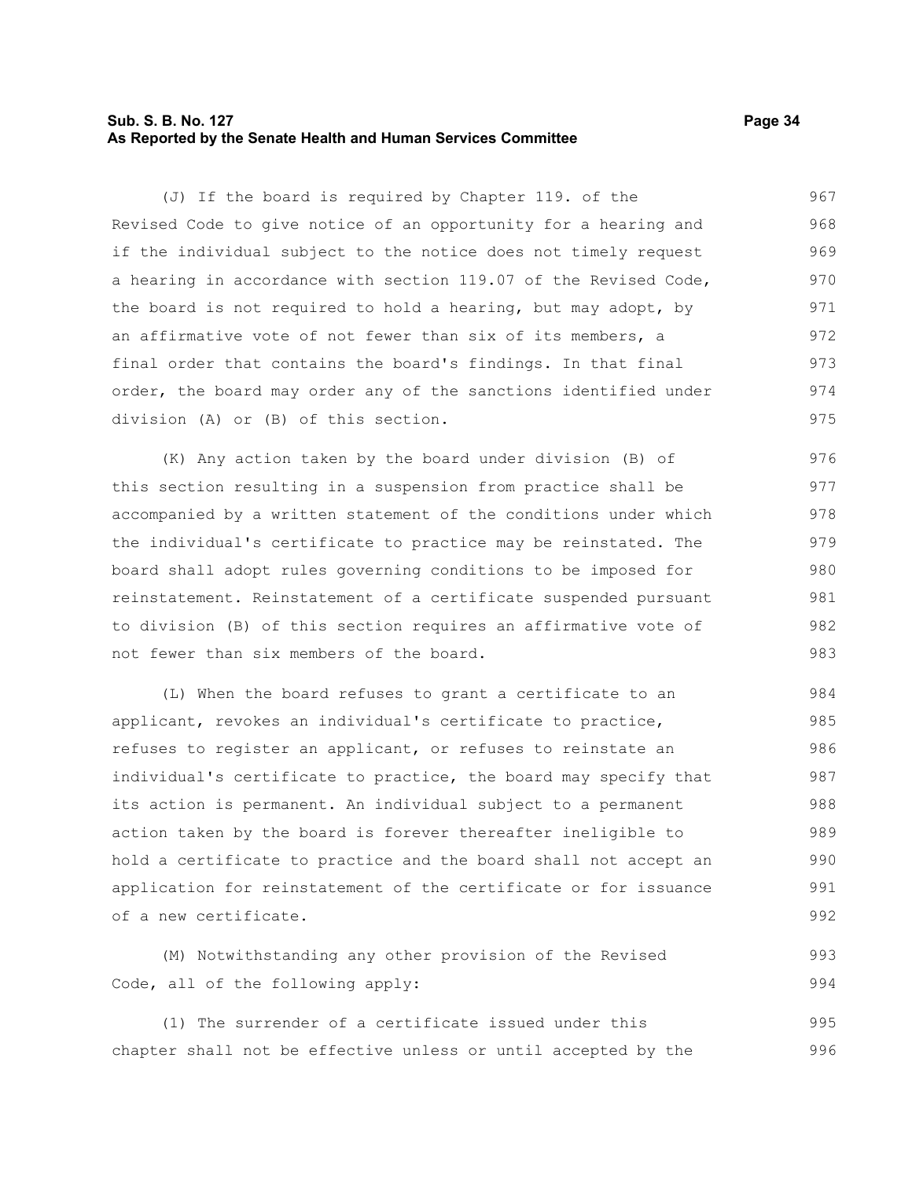(J) If the board is required by Chapter 119. of the Revised Code to give notice of an opportunity for a hearing and if the individual subject to the notice does not timely request a hearing in accordance with section 119.07 of the Revised Code, the board is not required to hold a hearing, but may adopt, by an affirmative vote of not fewer than six of its members, a final order that contains the board's findings. In that final order, the board may order any of the sanctions identified under division (A) or (B) of this section.

(K) Any action taken by the board under division (B) of this section resulting in a suspension from practice shall be accompanied by a written statement of the conditions under which the individual's certificate to practice may be reinstated. The board shall adopt rules governing conditions to be imposed for reinstatement. Reinstatement of a certificate suspended pursuant to division (B) of this section requires an affirmative vote of not fewer than six members of the board.

(L) When the board refuses to grant a certificate to an applicant, revokes an individual's certificate to practice, refuses to register an applicant, or refuses to reinstate an individual's certificate to practice, the board may specify that its action is permanent. An individual subject to a permanent action taken by the board is forever thereafter ineligible to hold a certificate to practice and the board shall not accept an application for reinstatement of the certificate or for issuance of a new certificate.

(M) Notwithstanding any other provision of the Revised Code, all of the following apply:

(1) The surrender of a certificate issued under this chapter shall not be effective unless or until accepted by the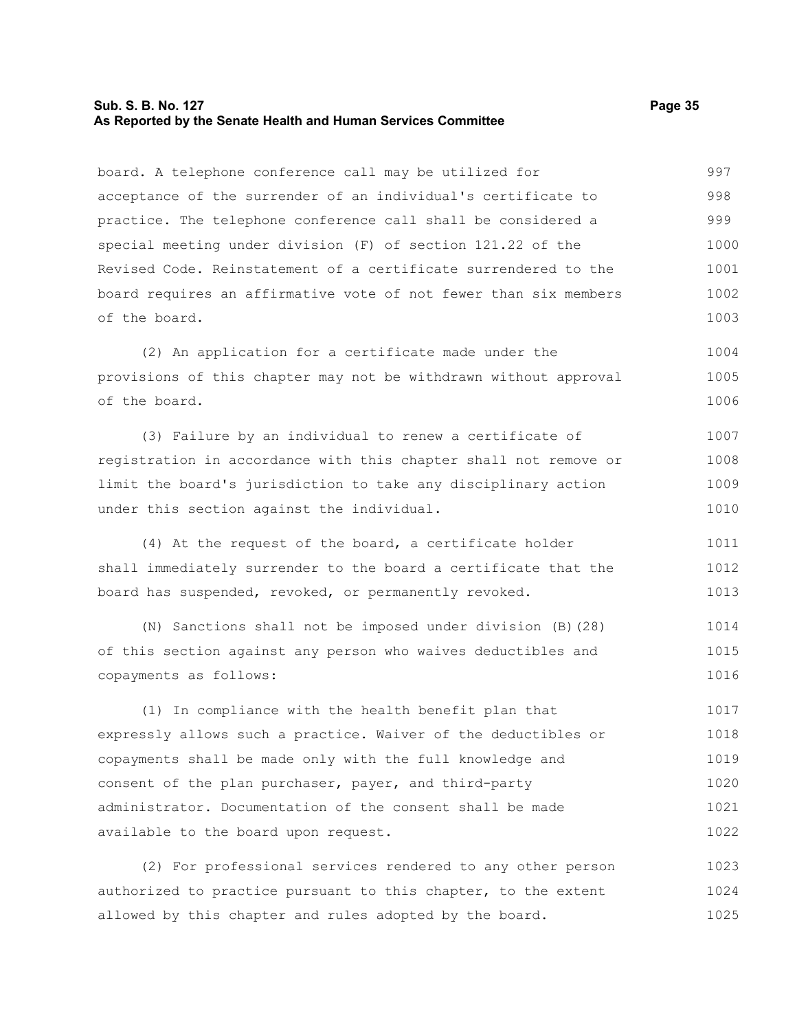board. A telephone conference call may be utilized for acceptance of the surrender of an individual's certificate to practice. The telephone conference call shall be considered a special meeting under division (F) of section 121.22 of the Revised Code. Reinstatement of a certificate surrendered to the board requires an affirmative vote of not fewer than six members of the board.

(2) An application for a certificate made under the provisions of this chapter may not be withdrawn without approval of the board.

(3) Failure by an individual to renew a certificate of registration in accordance with this chapter shall not remove or limit the board's jurisdiction to take any disciplinary action under this section against the individual.

(4) At the request of the board, a certificate holder shall immediately surrender to the board a certificate that the board has suspended, revoked, or permanently revoked.

(N) Sanctions shall not be imposed under division (B)(28) of this section against any person who waives deductibles and copayments as follows:

(1) In compliance with the health benefit plan that expressly allows such a practice. Waiver of the deductibles or copayments shall be made only with the full knowledge and consent of the plan purchaser, payer, and third-party administrator. Documentation of the consent shall be made available to the board upon request.

(2) For professional services rendered to any other person authorized to practice pursuant to this chapter, to the extent allowed by this chapter and rules adopted by the board.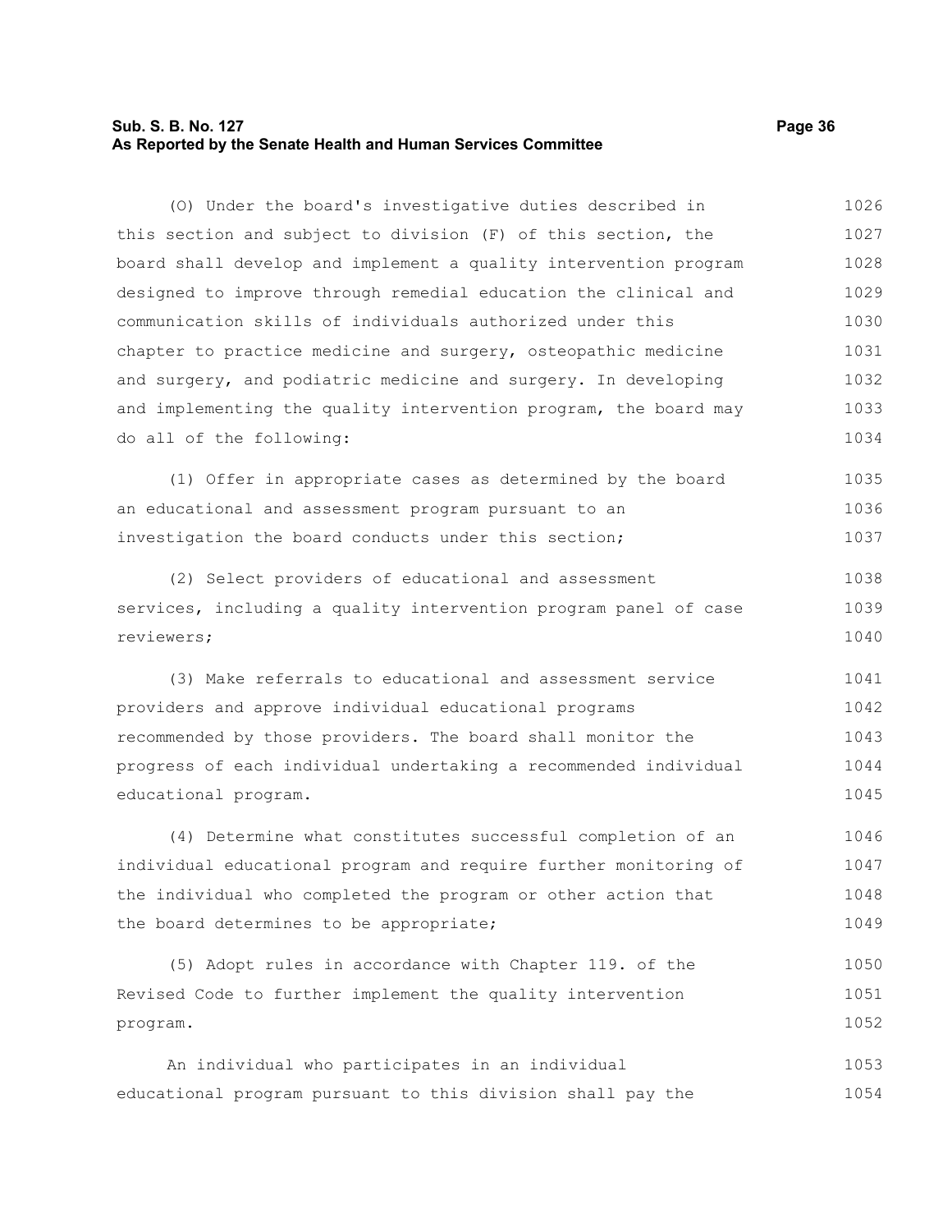(O) Under the board's investigative duties described in this section and subject to division (F) of this section, the board shall develop and implement a quality intervention program designed to improve through remedial education the clinical and communication skills of individuals authorized under this chapter to practice medicine and surgery, osteopathic medicine and surgery, and podiatric medicine and surgery. In developing and implementing the quality intervention program, the board may do all of the following:

(1) Offer in appropriate cases as determined by the board an educational and assessment program pursuant to an investigation the board conducts under this section;

(2) Select providers of educational and assessment services, including a quality intervention program panel of case reviewers;

(3) Make referrals to educational and assessment service providers and approve individual educational programs recommended by those providers. The board shall monitor the progress of each individual undertaking a recommended individual educational program.

(4) Determine what constitutes successful completion of an individual educational program and require further monitoring of the individual who completed the program or other action that the board determines to be appropriate;

(5) Adopt rules in accordance with Chapter 119. of the Revised Code to further implement the quality intervention program.

An individual who participates in an individual educational program pursuant to this division shall pay the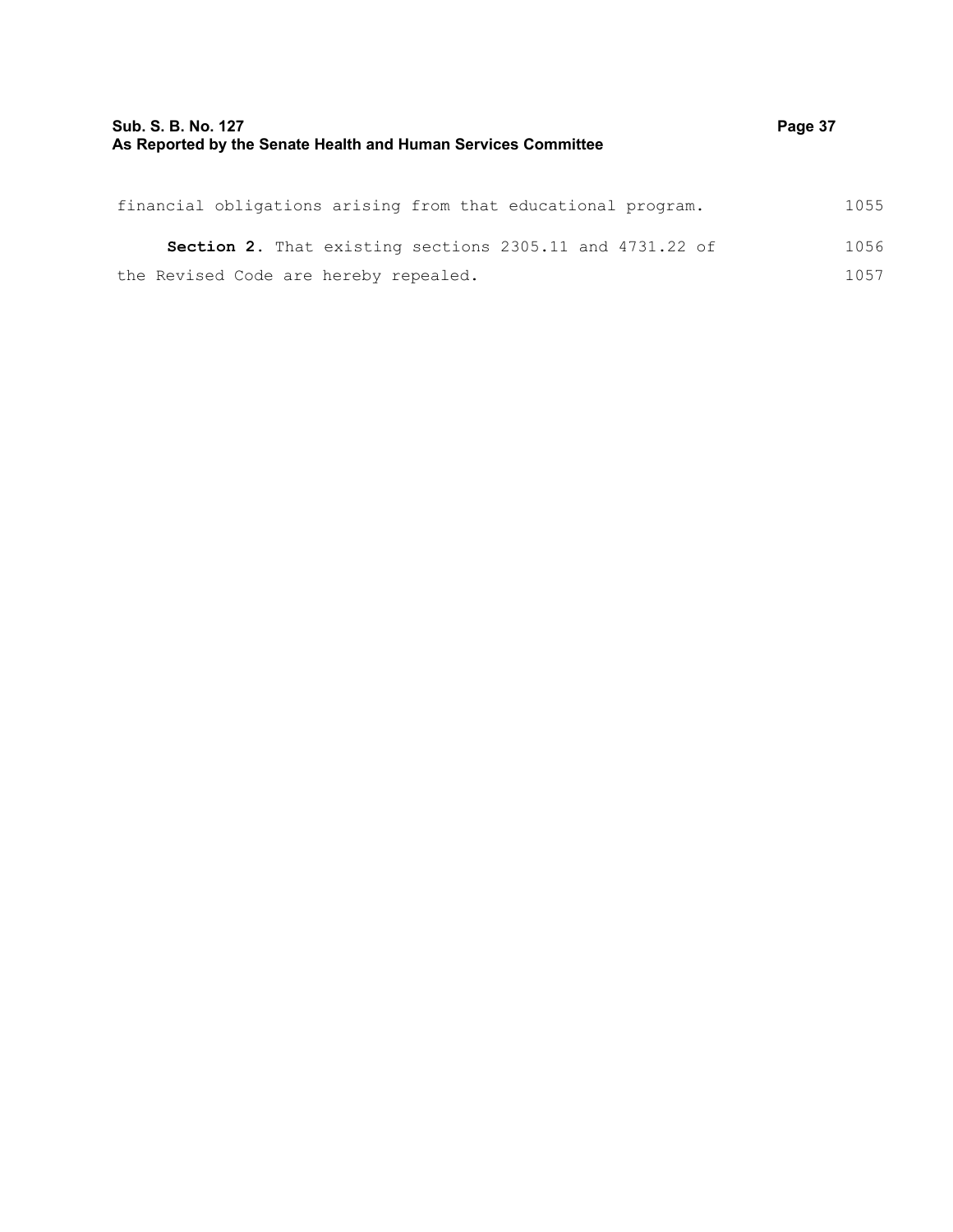financial obligations arising from that educational program. 1055

**Section 2.** That existing sections 2305.11 and 4731.22 of the Revised Code are hereby repealed. 1056 1057